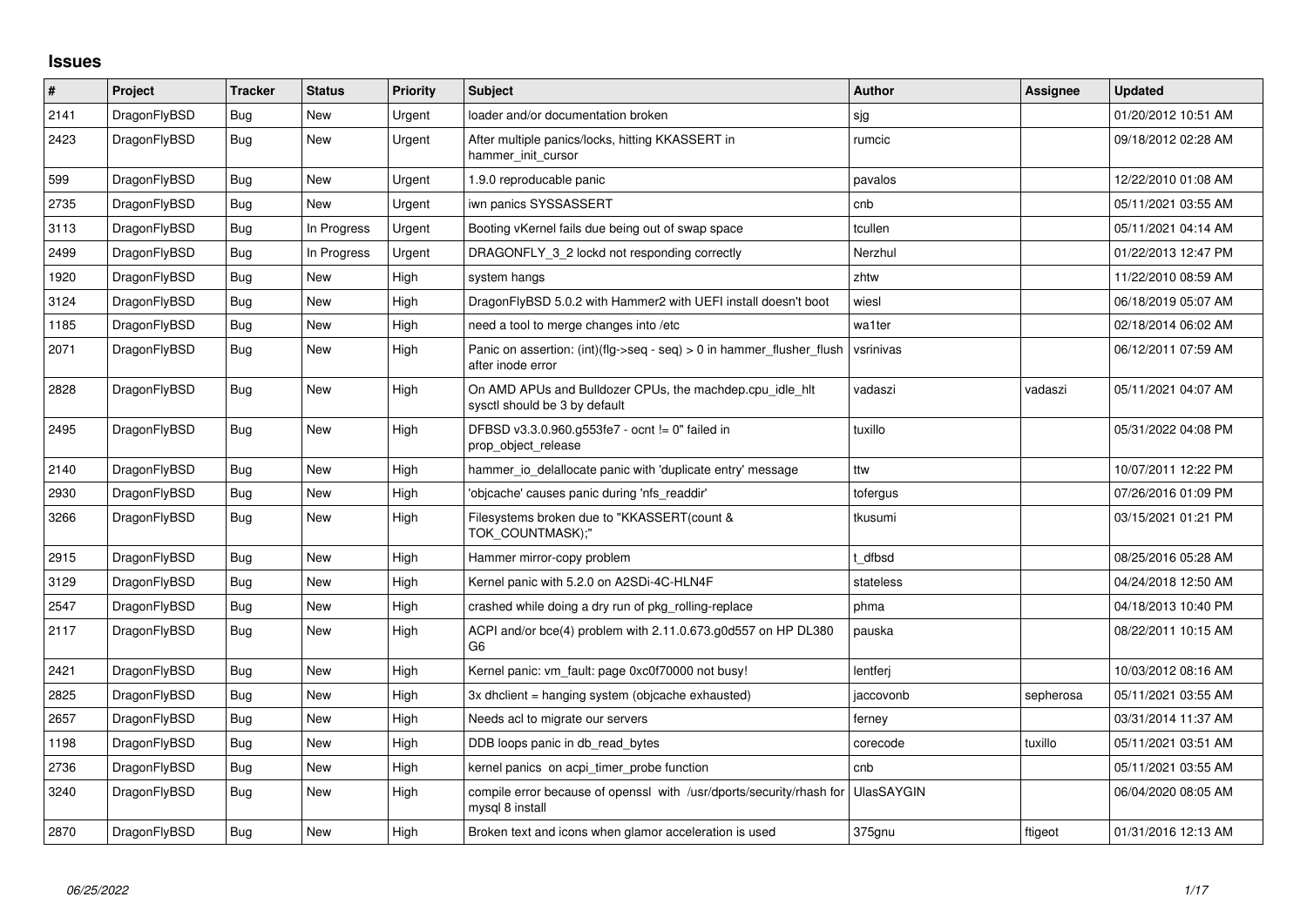# Issues

| # | Project | Tracker | Status | Priority | Subject | Author | Assignee | Updated |
|---|---|---|---|---|---|---|---|---|
| 2141 | DragonFlyBSD | Bug | New | Urgent | loader and/or documentation broken | sjg | | 01/20/2012 10:51 AM |
| 2423 | DragonFlyBSD | Bug | New | Urgent | After multiple panics/locks, hitting KKASSERT in hammer_init_cursor | rumcic | | 09/18/2012 02:28 AM |
| 599 | DragonFlyBSD | Bug | New | Urgent | 1.9.0 reproducable panic | pavalos | | 12/22/2010 01:08 AM |
| 2735 | DragonFlyBSD | Bug | New | Urgent | iwn panics SYSSASSERT | cnb | | 05/11/2021 03:55 AM |
| 3113 | DragonFlyBSD | Bug | In Progress | Urgent | Booting vKernel fails due being out of swap space | tcullen | | 05/11/2021 04:14 AM |
| 2499 | DragonFlyBSD | Bug | In Progress | Urgent | DRAGONFLY_3_2 lockd not responding correctly | Nerzhul | | 01/22/2013 12:47 PM |
| 1920 | DragonFlyBSD | Bug | New | High | system hangs | zhtw | | 11/22/2010 08:59 AM |
| 3124 | DragonFlyBSD | Bug | New | High | DragonFlyBSD 5.0.2 with Hammer2 with UEFI install doesn't boot | wiesl | | 06/18/2019 05:07 AM |
| 1185 | DragonFlyBSD | Bug | New | High | need a tool to merge changes into /etc | wa1ter | | 02/18/2014 06:02 AM |
| 2071 | DragonFlyBSD | Bug | New | High | Panic on assertion: (int)(flg->seq - seq) > 0 in hammer_flusher_flush after inode error | vsrinivas | | 06/12/2011 07:59 AM |
| 2828 | DragonFlyBSD | Bug | New | High | On AMD APUs and Bulldozer CPUs, the machdep.cpu_idle_hlt sysctl should be 3 by default | vadaszi | vadaszi | 05/11/2021 04:07 AM |
| 2495 | DragonFlyBSD | Bug | New | High | DFBSD v3.3.0.960.g553fe7 - ocnt != 0" failed in prop_object_release | tuxillo | | 05/31/2022 04:08 PM |
| 2140 | DragonFlyBSD | Bug | New | High | hammer_io_delallocate panic with 'duplicate entry' message | ttw | | 10/07/2011 12:22 PM |
| 2930 | DragonFlyBSD | Bug | New | High | 'objcache' causes panic during 'nfs_readdir' | tofergus | | 07/26/2016 01:09 PM |
| 3266 | DragonFlyBSD | Bug | New | High | Filesystems broken due to "KKASSERT(count & TOK_COUNTMASK);" | tkusumi | | 03/15/2021 01:21 PM |
| 2915 | DragonFlyBSD | Bug | New | High | Hammer mirror-copy problem | t_dfbsd | | 08/25/2016 05:28 AM |
| 3129 | DragonFlyBSD | Bug | New | High | Kernel panic with 5.2.0 on A2SDi-4C-HLN4F | stateless | | 04/24/2018 12:50 AM |
| 2547 | DragonFlyBSD | Bug | New | High | crashed while doing a dry run of pkg_rolling-replace | phma | | 04/18/2013 10:40 PM |
| 2117 | DragonFlyBSD | Bug | New | High | ACPI and/or bce(4) problem with 2.11.0.673.g0d557 on HP DL380 G6 | pauska | | 08/22/2011 10:15 AM |
| 2421 | DragonFlyBSD | Bug | New | High | Kernel panic: vm_fault: page 0xc0f70000 not busy! | lentferj | | 10/03/2012 08:16 AM |
| 2825 | DragonFlyBSD | Bug | New | High | 3x dhclient = hanging system (objcache exhausted) | jaccovonb | sepherosa | 05/11/2021 03:55 AM |
| 2657 | DragonFlyBSD | Bug | New | High | Needs acl to migrate our servers | ferney | | 03/31/2014 11:37 AM |
| 1198 | DragonFlyBSD | Bug | New | High | DDB loops panic in db_read_bytes | corecode | tuxillo | 05/11/2021 03:51 AM |
| 2736 | DragonFlyBSD | Bug | New | High | kernel panics on acpi_timer_probe function | cnb | | 05/11/2021 03:55 AM |
| 3240 | DragonFlyBSD | Bug | New | High | compile error because of openssl with /usr/dports/security/rhash for mysql 8 install | UlasSAYGIN | | 06/04/2020 08:05 AM |
| 2870 | DragonFlyBSD | Bug | New | High | Broken text and icons when glamor acceleration is used | 375gnu | ftigeot | 01/31/2016 12:13 AM |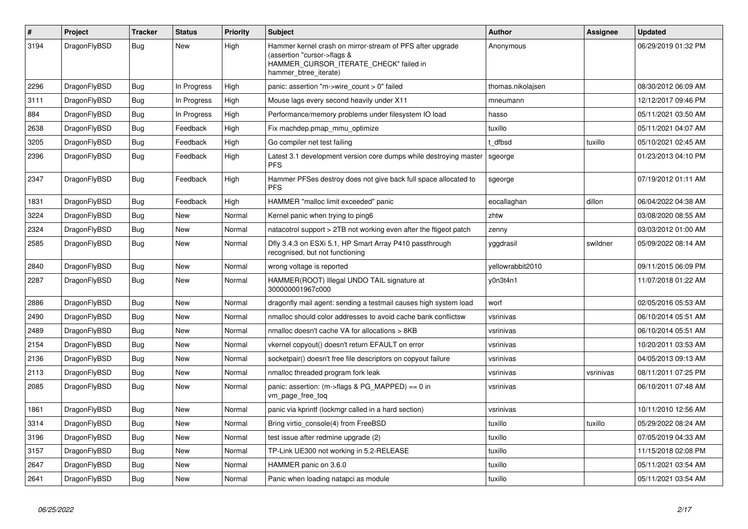| # | Project | Tracker | Status | Priority | Subject | Author | Assignee | Updated |
|---|---|---|---|---|---|---|---|---|
| 3194 | DragonFlyBSD | Bug | New | High | Hammer kernel crash on mirror-stream of PFS after upgrade (assertion "cursor->flags & HAMMER_CURSOR_ITERATE_CHECK" failed in hammer_btree_iterate) | Anonymous | | 06/29/2019 01:32 PM |
| 2296 | DragonFlyBSD | Bug | In Progress | High | panic: assertion "m->wire_count > 0" failed | thomas.nikolajsen | | 08/30/2012 06:09 AM |
| 3111 | DragonFlyBSD | Bug | In Progress | High | Mouse lags every second heavily under X11 | mneumann | | 12/12/2017 09:46 PM |
| 884 | DragonFlyBSD | Bug | In Progress | High | Performance/memory problems under filesystem IO load | hasso | | 05/11/2021 03:50 AM |
| 2638 | DragonFlyBSD | Bug | Feedback | High | Fix machdep.pmap_mmu_optimize | tuxillo | | 05/11/2021 04:07 AM |
| 3205 | DragonFlyBSD | Bug | Feedback | High | Go compiler net test failing | t_dfbsd | tuxillo | 05/10/2021 02:45 AM |
| 2396 | DragonFlyBSD | Bug | Feedback | High | Latest 3.1 development version core dumps while destroying master PFS | sgeorge | | 01/23/2013 04:10 PM |
| 2347 | DragonFlyBSD | Bug | Feedback | High | Hammer PFSes destroy does not give back full space allocated to PFS | sgeorge | | 07/19/2012 01:11 AM |
| 1831 | DragonFlyBSD | Bug | Feedback | High | HAMMER "malloc limit exceeded" panic | eocallaghan | dillon | 06/04/2022 04:38 AM |
| 3224 | DragonFlyBSD | Bug | New | Normal | Kernel panic when trying to ping6 | zhtw | | 03/08/2020 08:55 AM |
| 2324 | DragonFlyBSD | Bug | New | Normal | natacotrol support > 2TB not working even after the ftigeot patch | zenny | | 03/03/2012 01:00 AM |
| 2585 | DragonFlyBSD | Bug | New | Normal | Dfly 3.4.3 on ESXi 5.1, HP Smart Array P410 passthrough recognised, but not functioning | yggdrasil | swildner | 05/09/2022 08:14 AM |
| 2840 | DragonFlyBSD | Bug | New | Normal | wrong voltage is reported | yellowrabbit2010 | | 09/11/2015 06:09 PM |
| 2287 | DragonFlyBSD | Bug | New | Normal | HAMMER(ROOT) Illegal UNDO TAIL signature at 300000001967c000 | y0n3t4n1 | | 11/07/2018 01:22 AM |
| 2886 | DragonFlyBSD | Bug | New | Normal | dragonfly mail agent: sending a testmail causes high system load | worf | | 02/05/2016 05:53 AM |
| 2490 | DragonFlyBSD | Bug | New | Normal | nmalloc should color addresses to avoid cache bank conflictsw | vsrinivas | | 06/10/2014 05:51 AM |
| 2489 | DragonFlyBSD | Bug | New | Normal | nmalloc doesn't cache VA for allocations > 8KB | vsrinivas | | 06/10/2014 05:51 AM |
| 2154 | DragonFlyBSD | Bug | New | Normal | vkernel copyout() doesn't return EFAULT on error | vsrinivas | | 10/20/2011 03:53 AM |
| 2136 | DragonFlyBSD | Bug | New | Normal | socketpair() doesn't free file descriptors on copyout failure | vsrinivas | | 04/05/2013 09:13 AM |
| 2113 | DragonFlyBSD | Bug | New | Normal | nmalloc threaded program fork leak | vsrinivas | vsrinivas | 08/11/2011 07:25 PM |
| 2085 | DragonFlyBSD | Bug | New | Normal | panic: assertion: (m->flags & PG_MAPPED) == 0 in vm_page_free_toq | vsrinivas | | 06/10/2011 07:48 AM |
| 1861 | DragonFlyBSD | Bug | New | Normal | panic via kprintf (lockmgr called in a hard section) | vsrinivas | | 10/11/2010 12:56 AM |
| 3314 | DragonFlyBSD | Bug | New | Normal | Bring virtio_console(4) from FreeBSD | tuxillo | tuxillo | 05/29/2022 08:24 AM |
| 3196 | DragonFlyBSD | Bug | New | Normal | test issue after redmine upgrade (2) | tuxillo | | 07/05/2019 04:33 AM |
| 3157 | DragonFlyBSD | Bug | New | Normal | TP-Link UE300 not working in 5.2-RELEASE | tuxillo | | 11/15/2018 02:08 PM |
| 2647 | DragonFlyBSD | Bug | New | Normal | HAMMER panic on 3.6.0 | tuxillo | | 05/11/2021 03:54 AM |
| 2641 | DragonFlyBSD | Bug | New | Normal | Panic when loading natapci as module | tuxillo | | 05/11/2021 03:54 AM |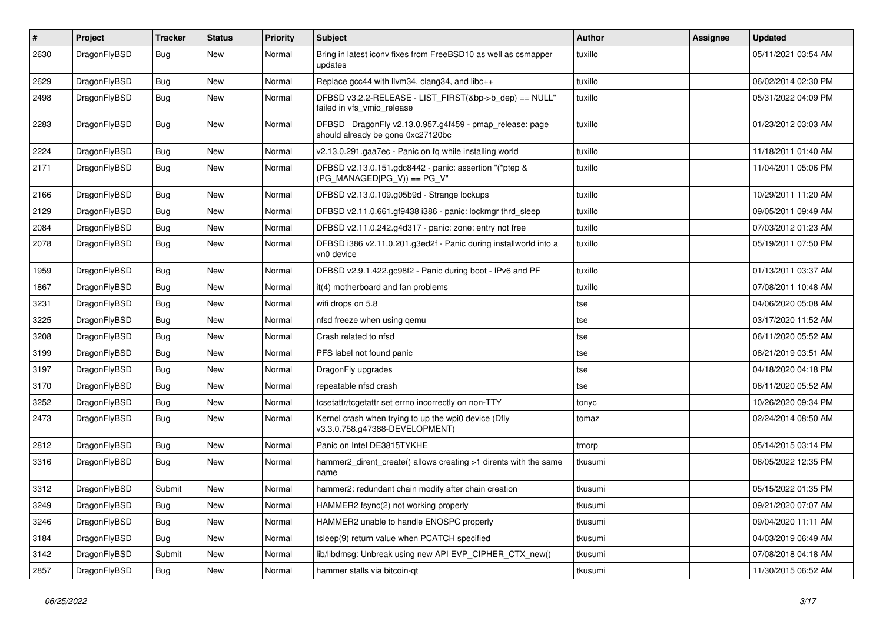| # | Project | Tracker | Status | Priority | Subject | Author | Assignee | Updated |
|---|---|---|---|---|---|---|---|---|
| 2630 | DragonFlyBSD | Bug | New | Normal | Bring in latest iconv fixes from FreeBSD10 as well as csmapper updates | tuxillo | | 05/11/2021 03:54 AM |
| 2629 | DragonFlyBSD | Bug | New | Normal | Replace gcc44 with llvm34, clang34, and libc++ | tuxillo | | 06/02/2014 02:30 PM |
| 2498 | DragonFlyBSD | Bug | New | Normal | DFBSD v3.2.2-RELEASE - LIST_FIRST(&bp->b_dep) == NULL" failed in vfs_vmio_release | tuxillo | | 05/31/2022 04:09 PM |
| 2283 | DragonFlyBSD | Bug | New | Normal | DFBSD DragonFly v2.13.0.957.g4f459 - pmap_release: page should already be gone 0xc27120bc | tuxillo | | 01/23/2012 03:03 AM |
| 2224 | DragonFlyBSD | Bug | New | Normal | v2.13.0.291.gaa7ec - Panic on fq while installing world | tuxillo | | 11/18/2011 01:40 AM |
| 2171 | DragonFlyBSD | Bug | New | Normal | DFBSD v2.13.0.151.gdc8442 - panic: assertion "(*ptep & (PG_MANAGED\|PG_V)) == PG_V" | tuxillo | | 11/04/2011 05:06 PM |
| 2166 | DragonFlyBSD | Bug | New | Normal | DFBSD v2.13.0.109.g05b9d - Strange lockups | tuxillo | | 10/29/2011 11:20 AM |
| 2129 | DragonFlyBSD | Bug | New | Normal | DFBSD v2.11.0.661.gf9438 i386 - panic: lockmgr thrd_sleep | tuxillo | | 09/05/2011 09:49 AM |
| 2084 | DragonFlyBSD | Bug | New | Normal | DFBSD v2.11.0.242.g4d317 - panic: zone: entry not free | tuxillo | | 07/03/2012 01:23 AM |
| 2078 | DragonFlyBSD | Bug | New | Normal | DFBSD i386 v2.11.0.201.g3ed2f - Panic during installworld into a vn0 device | tuxillo | | 05/19/2011 07:50 PM |
| 1959 | DragonFlyBSD | Bug | New | Normal | DFBSD v2.9.1.422.gc98f2 - Panic during boot - IPv6 and PF | tuxillo | | 01/13/2011 03:37 AM |
| 1867 | DragonFlyBSD | Bug | New | Normal | it(4) motherboard and fan problems | tuxillo | | 07/08/2011 10:48 AM |
| 3231 | DragonFlyBSD | Bug | New | Normal | wifi drops on 5.8 | tse | | 04/06/2020 05:08 AM |
| 3225 | DragonFlyBSD | Bug | New | Normal | nfsd freeze when using qemu | tse | | 03/17/2020 11:52 AM |
| 3208 | DragonFlyBSD | Bug | New | Normal | Crash related to nfsd | tse | | 06/11/2020 05:52 AM |
| 3199 | DragonFlyBSD | Bug | New | Normal | PFS label not found panic | tse | | 08/21/2019 03:51 AM |
| 3197 | DragonFlyBSD | Bug | New | Normal | DragonFly upgrades | tse | | 04/18/2020 04:18 PM |
| 3170 | DragonFlyBSD | Bug | New | Normal | repeatable nfsd crash | tse | | 06/11/2020 05:52 AM |
| 3252 | DragonFlyBSD | Bug | New | Normal | tcsetattr/tcgetattr set errno incorrectly on non-TTY | tonyc | | 10/26/2020 09:34 PM |
| 2473 | DragonFlyBSD | Bug | New | Normal | Kernel crash when trying to up the wpi0 device (Dfly v3.3.0.758.g47388-DEVELOPMENT) | tomaz | | 02/24/2014 08:50 AM |
| 2812 | DragonFlyBSD | Bug | New | Normal | Panic on Intel DE3815TYKHE | tmorp | | 05/14/2015 03:14 PM |
| 3316 | DragonFlyBSD | Bug | New | Normal | hammer2_dirent_create() allows creating >1 dirents with the same name | tkusumi | | 06/05/2022 12:35 PM |
| 3312 | DragonFlyBSD | Submit | New | Normal | hammer2: redundant chain modify after chain creation | tkusumi | | 05/15/2022 01:35 PM |
| 3249 | DragonFlyBSD | Bug | New | Normal | HAMMER2 fsync(2) not working properly | tkusumi | | 09/21/2020 07:07 AM |
| 3246 | DragonFlyBSD | Bug | New | Normal | HAMMER2 unable to handle ENOSPC properly | tkusumi | | 09/04/2020 11:11 AM |
| 3184 | DragonFlyBSD | Bug | New | Normal | tsleep(9) return value when PCATCH specified | tkusumi | | 04/03/2019 06:49 AM |
| 3142 | DragonFlyBSD | Submit | New | Normal | lib/libdmsg: Unbreak using new API EVP_CIPHER_CTX_new() | tkusumi | | 07/08/2018 04:18 AM |
| 2857 | DragonFlyBSD | Bug | New | Normal | hammer stalls via bitcoin-qt | tkusumi | | 11/30/2015 06:52 AM |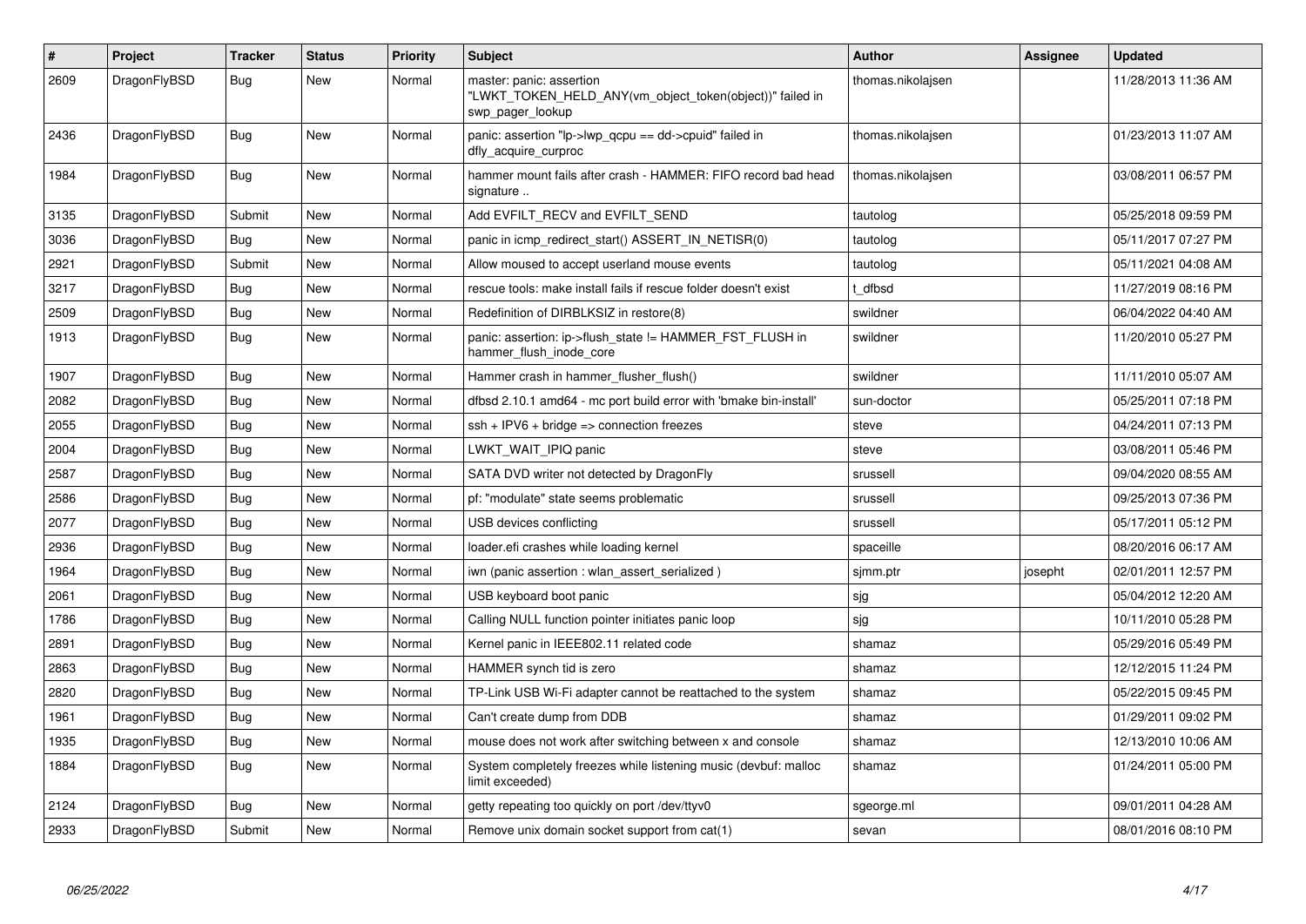| # | Project | Tracker | Status | Priority | Subject | Author | Assignee | Updated |
| --- | --- | --- | --- | --- | --- | --- | --- | --- |
| 2609 | DragonFlyBSD | Bug | New | Normal | master: panic: assertion "LWKT_TOKEN_HELD_ANY(vm_object_token(object))" failed in swp_pager_lookup | thomas.nikolajsen | | 11/28/2013 11:36 AM |
| 2436 | DragonFlyBSD | Bug | New | Normal | panic: assertion "lp->lwp_qcpu == dd->cpuid" failed in dfly_acquire_curproc | thomas.nikolajsen | | 01/23/2013 11:07 AM |
| 1984 | DragonFlyBSD | Bug | New | Normal | hammer mount fails after crash - HAMMER: FIFO record bad head signature .. | thomas.nikolajsen | | 03/08/2011 06:57 PM |
| 3135 | DragonFlyBSD | Submit | New | Normal | Add EVFILT_RECV and EVFILT_SEND | tautolog | | 05/25/2018 09:59 PM |
| 3036 | DragonFlyBSD | Bug | New | Normal | panic in icmp_redirect_start() ASSERT_IN_NETISR(0) | tautolog | | 05/11/2017 07:27 PM |
| 2921 | DragonFlyBSD | Submit | New | Normal | Allow moused to accept userland mouse events | tautolog | | 05/11/2021 04:08 AM |
| 3217 | DragonFlyBSD | Bug | New | Normal | rescue tools: make install fails if rescue folder doesn't exist | t_dfbsd | | 11/27/2019 08:16 PM |
| 2509 | DragonFlyBSD | Bug | New | Normal | Redefinition of DIRBLKSIZ in restore(8) | swildner | | 06/04/2022 04:40 AM |
| 1913 | DragonFlyBSD | Bug | New | Normal | panic: assertion: ip->flush_state != HAMMER_FST_FLUSH in hammer_flush_inode_core | swildner | | 11/20/2010 05:27 PM |
| 1907 | DragonFlyBSD | Bug | New | Normal | Hammer crash in hammer_flusher_flush() | swildner | | 11/11/2010 05:07 AM |
| 2082 | DragonFlyBSD | Bug | New | Normal | dfbsd 2.10.1 amd64 - mc port build error with 'bmake bin-install' | sun-doctor | | 05/25/2011 07:18 PM |
| 2055 | DragonFlyBSD | Bug | New | Normal | ssh + IPV6 + bridge => connection freezes | steve | | 04/24/2011 07:13 PM |
| 2004 | DragonFlyBSD | Bug | New | Normal | LWKT_WAIT_IPIQ panic | steve | | 03/08/2011 05:46 PM |
| 2587 | DragonFlyBSD | Bug | New | Normal | SATA DVD writer not detected by DragonFly | srussell | | 09/04/2020 08:55 AM |
| 2586 | DragonFlyBSD | Bug | New | Normal | pf: "modulate" state seems problematic | srussell | | 09/25/2013 07:36 PM |
| 2077 | DragonFlyBSD | Bug | New | Normal | USB devices conflicting | srussell | | 05/17/2011 05:12 PM |
| 2936 | DragonFlyBSD | Bug | New | Normal | loader.efi crashes while loading kernel | spaceille | | 08/20/2016 06:17 AM |
| 1964 | DragonFlyBSD | Bug | New | Normal | iwn (panic assertion : wlan_assert_serialized ) | sjmm.ptr | josepht | 02/01/2011 12:57 PM |
| 2061 | DragonFlyBSD | Bug | New | Normal | USB keyboard boot panic | sjg | | 05/04/2012 12:20 AM |
| 1786 | DragonFlyBSD | Bug | New | Normal | Calling NULL function pointer initiates panic loop | sjg | | 10/11/2010 05:28 PM |
| 2891 | DragonFlyBSD | Bug | New | Normal | Kernel panic in IEEE802.11 related code | shamaz | | 05/29/2016 05:49 PM |
| 2863 | DragonFlyBSD | Bug | New | Normal | HAMMER synch tid is zero | shamaz | | 12/12/2015 11:24 PM |
| 2820 | DragonFlyBSD | Bug | New | Normal | TP-Link USB Wi-Fi adapter cannot be reattached to the system | shamaz | | 05/22/2015 09:45 PM |
| 1961 | DragonFlyBSD | Bug | New | Normal | Can't create dump from DDB | shamaz | | 01/29/2011 09:02 PM |
| 1935 | DragonFlyBSD | Bug | New | Normal | mouse does not work after switching between x and console | shamaz | | 12/13/2010 10:06 AM |
| 1884 | DragonFlyBSD | Bug | New | Normal | System completely freezes while listening music (devbuf: malloc limit exceeded) | shamaz | | 01/24/2011 05:00 PM |
| 2124 | DragonFlyBSD | Bug | New | Normal | getty repeating too quickly on port /dev/ttyv0 | sgeorge.ml | | 09/01/2011 04:28 AM |
| 2933 | DragonFlyBSD | Submit | New | Normal | Remove unix domain socket support from cat(1) | sevan | | 08/01/2016 08:10 PM |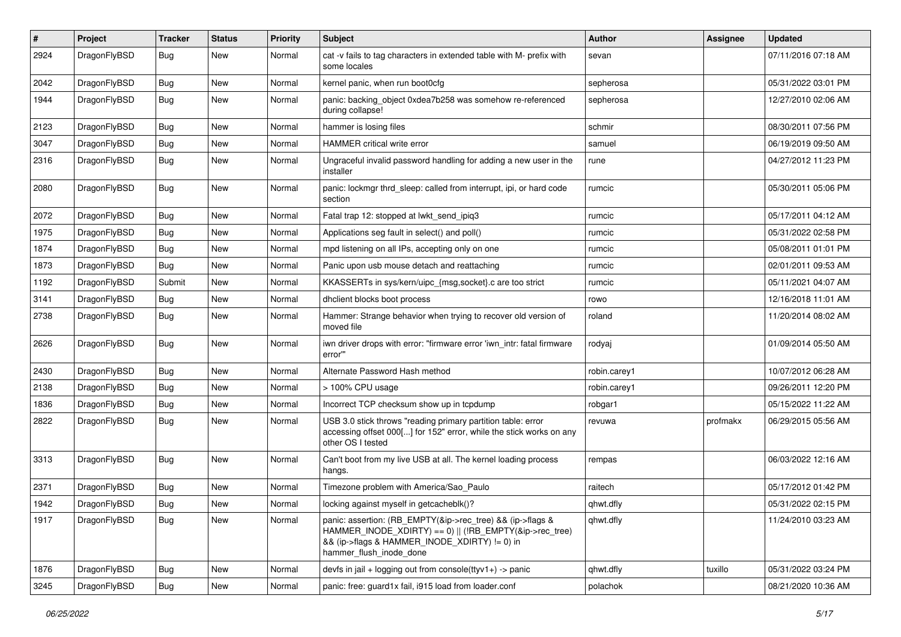| # | Project | Tracker | Status | Priority | Subject | Author | Assignee | Updated |
|---|---|---|---|---|---|---|---|---|
| 2924 | DragonFlyBSD | Bug | New | Normal | cat -v fails to tag characters in extended table with M- prefix with some locales | sevan | | 07/11/2016 07:18 AM |
| 2042 | DragonFlyBSD | Bug | New | Normal | kernel panic, when run boot0cfg | sepherosa | | 05/31/2022 03:01 PM |
| 1944 | DragonFlyBSD | Bug | New | Normal | panic: backing_object 0xdea7b258 was somehow re-referenced during collapse! | sepherosa | | 12/27/2010 02:06 AM |
| 2123 | DragonFlyBSD | Bug | New | Normal | hammer is losing files | schmir | | 08/30/2011 07:56 PM |
| 3047 | DragonFlyBSD | Bug | New | Normal | HAMMER critical write error | samuel | | 06/19/2019 09:50 AM |
| 2316 | DragonFlyBSD | Bug | New | Normal | Ungraceful invalid password handling for adding a new user in the installer | rune | | 04/27/2012 11:23 PM |
| 2080 | DragonFlyBSD | Bug | New | Normal | panic: lockmgr thrd_sleep: called from interrupt, ipi, or hard code section | rumcic | | 05/30/2011 05:06 PM |
| 2072 | DragonFlyBSD | Bug | New | Normal | Fatal trap 12: stopped at lwkt_send_ipiq3 | rumcic | | 05/17/2011 04:12 AM |
| 1975 | DragonFlyBSD | Bug | New | Normal | Applications seg fault in select() and poll() | rumcic | | 05/31/2022 02:58 PM |
| 1874 | DragonFlyBSD | Bug | New | Normal | mpd listening on all IPs, accepting only on one | rumcic | | 05/08/2011 01:01 PM |
| 1873 | DragonFlyBSD | Bug | New | Normal | Panic upon usb mouse detach and reattaching | rumcic | | 02/01/2011 09:53 AM |
| 1192 | DragonFlyBSD | Submit | New | Normal | KKASSERTs in sys/kern/uipc_{msg,socket}.c are too strict | rumcic | | 05/11/2021 04:07 AM |
| 3141 | DragonFlyBSD | Bug | New | Normal | dhclient blocks boot process | rowo | | 12/16/2018 11:01 AM |
| 2738 | DragonFlyBSD | Bug | New | Normal | Hammer: Strange behavior when trying to recover old version of moved file | roland | | 11/20/2014 08:02 AM |
| 2626 | DragonFlyBSD | Bug | New | Normal | iwn driver drops with error: "firmware error 'iwn_intr: fatal firmware error'" | rodyaj | | 01/09/2014 05:50 AM |
| 2430 | DragonFlyBSD | Bug | New | Normal | Alternate Password Hash method | robin.carey1 | | 10/07/2012 06:28 AM |
| 2138 | DragonFlyBSD | Bug | New | Normal | > 100% CPU usage | robin.carey1 | | 09/26/2011 12:20 PM |
| 1836 | DragonFlyBSD | Bug | New | Normal | Incorrect TCP checksum show up in tcpdump | robgar1 | | 05/15/2022 11:22 AM |
| 2822 | DragonFlyBSD | Bug | New | Normal | USB 3.0 stick throws "reading primary partition table: error accessing offset 000[...] for 152" error, while the stick works on any other OS I tested | revuwa | profmakx | 06/29/2015 05:56 AM |
| 3313 | DragonFlyBSD | Bug | New | Normal | Can't boot from my live USB at all. The kernel loading process hangs. | rempas | | 06/03/2022 12:16 AM |
| 2371 | DragonFlyBSD | Bug | New | Normal | Timezone problem with America/Sao_Paulo | raitech | | 05/17/2012 01:42 PM |
| 1942 | DragonFlyBSD | Bug | New | Normal | locking against myself in getcacheblk()? | qhwt.dfly | | 05/31/2022 02:15 PM |
| 1917 | DragonFlyBSD | Bug | New | Normal | panic: assertion: (RB_EMPTY(&ip->rec_tree) && (ip->flags & HAMMER_INODE_XDIRTY) == 0) \|\| (!RB_EMPTY(&ip->rec_tree) && (ip->flags & HAMMER_INODE_XDIRTY) != 0) in hammer_flush_inode_done | qhwt.dfly | | 11/24/2010 03:23 AM |
| 1876 | DragonFlyBSD | Bug | New | Normal | devfs in jail + logging out from console(ttyv1+) -> panic | qhwt.dfly | tuxillo | 05/31/2022 03:24 PM |
| 3245 | DragonFlyBSD | Bug | New | Normal | panic: free: guard1x fail, i915 load from loader.conf | polachok | | 08/21/2020 10:36 AM |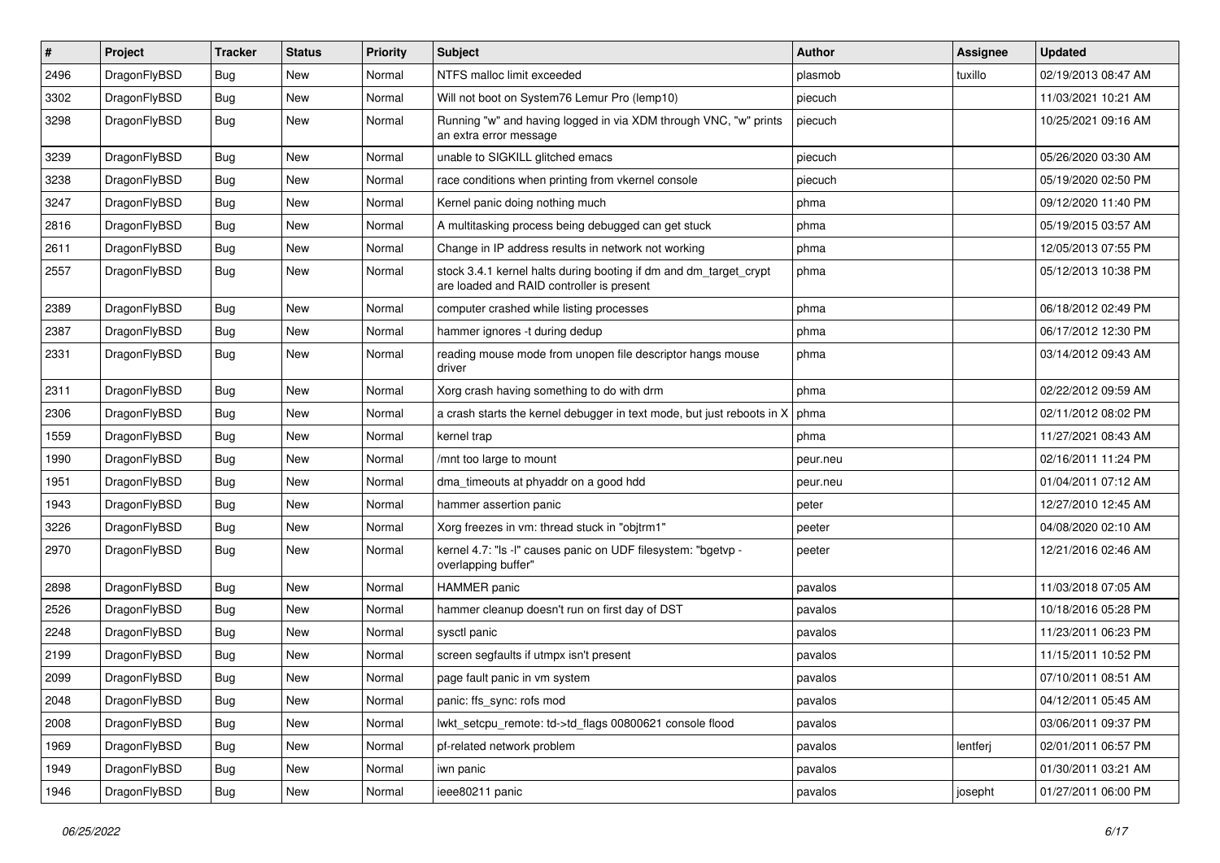| # | Project | Tracker | Status | Priority | Subject | Author | Assignee | Updated |
|---|---|---|---|---|---|---|---|---|
| 2496 | DragonFlyBSD | Bug | New | Normal | NTFS malloc limit exceeded | plasmob | tuxillo | 02/19/2013 08:47 AM |
| 3302 | DragonFlyBSD | Bug | New | Normal | Will not boot on System76 Lemur Pro (lemp10) | piecuch | | 11/03/2021 10:21 AM |
| 3298 | DragonFlyBSD | Bug | New | Normal | Running "w" and having logged in via XDM through VNC, "w" prints an extra error message | piecuch | | 10/25/2021 09:16 AM |
| 3239 | DragonFlyBSD | Bug | New | Normal | unable to SIGKILL glitched emacs | piecuch | | 05/26/2020 03:30 AM |
| 3238 | DragonFlyBSD | Bug | New | Normal | race conditions when printing from vkernel console | piecuch | | 05/19/2020 02:50 PM |
| 3247 | DragonFlyBSD | Bug | New | Normal | Kernel panic doing nothing much | phma | | 09/12/2020 11:40 PM |
| 2816 | DragonFlyBSD | Bug | New | Normal | A multitasking process being debugged can get stuck | phma | | 05/19/2015 03:57 AM |
| 2611 | DragonFlyBSD | Bug | New | Normal | Change in IP address results in network not working | phma | | 12/05/2013 07:55 PM |
| 2557 | DragonFlyBSD | Bug | New | Normal | stock 3.4.1 kernel halts during booting if dm and dm_target_crypt are loaded and RAID controller is present | phma | | 05/12/2013 10:38 PM |
| 2389 | DragonFlyBSD | Bug | New | Normal | computer crashed while listing processes | phma | | 06/18/2012 02:49 PM |
| 2387 | DragonFlyBSD | Bug | New | Normal | hammer ignores -t during dedup | phma | | 06/17/2012 12:30 PM |
| 2331 | DragonFlyBSD | Bug | New | Normal | reading mouse mode from unopen file descriptor hangs mouse driver | phma | | 03/14/2012 09:43 AM |
| 2311 | DragonFlyBSD | Bug | New | Normal | Xorg crash having something to do with drm | phma | | 02/22/2012 09:59 AM |
| 2306 | DragonFlyBSD | Bug | New | Normal | a crash starts the kernel debugger in text mode, but just reboots in X | phma | | 02/11/2012 08:02 PM |
| 1559 | DragonFlyBSD | Bug | New | Normal | kernel trap | phma | | 11/27/2021 08:43 AM |
| 1990 | DragonFlyBSD | Bug | New | Normal | /mnt too large to mount | peur.neu | | 02/16/2011 11:24 PM |
| 1951 | DragonFlyBSD | Bug | New | Normal | dma_timeouts at phyaddr on a good hdd | peur.neu | | 01/04/2011 07:12 AM |
| 1943 | DragonFlyBSD | Bug | New | Normal | hammer assertion panic | peter | | 12/27/2010 12:45 AM |
| 3226 | DragonFlyBSD | Bug | New | Normal | Xorg freezes in vm: thread stuck in "objtrm1" | peeter | | 04/08/2020 02:10 AM |
| 2970 | DragonFlyBSD | Bug | New | Normal | kernel 4.7: "ls -l" causes panic on UDF filesystem: "bgetvp - overlapping buffer" | peeter | | 12/21/2016 02:46 AM |
| 2898 | DragonFlyBSD | Bug | New | Normal | HAMMER panic | pavalos | | 11/03/2018 07:05 AM |
| 2526 | DragonFlyBSD | Bug | New | Normal | hammer cleanup doesn't run on first day of DST | pavalos | | 10/18/2016 05:28 PM |
| 2248 | DragonFlyBSD | Bug | New | Normal | sysctl panic | pavalos | | 11/23/2011 06:23 PM |
| 2199 | DragonFlyBSD | Bug | New | Normal | screen segfaults if utmpx isn't present | pavalos | | 11/15/2011 10:52 PM |
| 2099 | DragonFlyBSD | Bug | New | Normal | page fault panic in vm system | pavalos | | 07/10/2011 08:51 AM |
| 2048 | DragonFlyBSD | Bug | New | Normal | panic: ffs_sync: rofs mod | pavalos | | 04/12/2011 05:45 AM |
| 2008 | DragonFlyBSD | Bug | New | Normal | lwkt_setcpu_remote: td->td_flags 00800621 console flood | pavalos | | 03/06/2011 09:37 PM |
| 1969 | DragonFlyBSD | Bug | New | Normal | pf-related network problem | pavalos | lentferj | 02/01/2011 06:57 PM |
| 1949 | DragonFlyBSD | Bug | New | Normal | iwn panic | pavalos | | 01/30/2011 03:21 AM |
| 1946 | DragonFlyBSD | Bug | New | Normal | ieee80211 panic | pavalos | josepht | 01/27/2011 06:00 PM |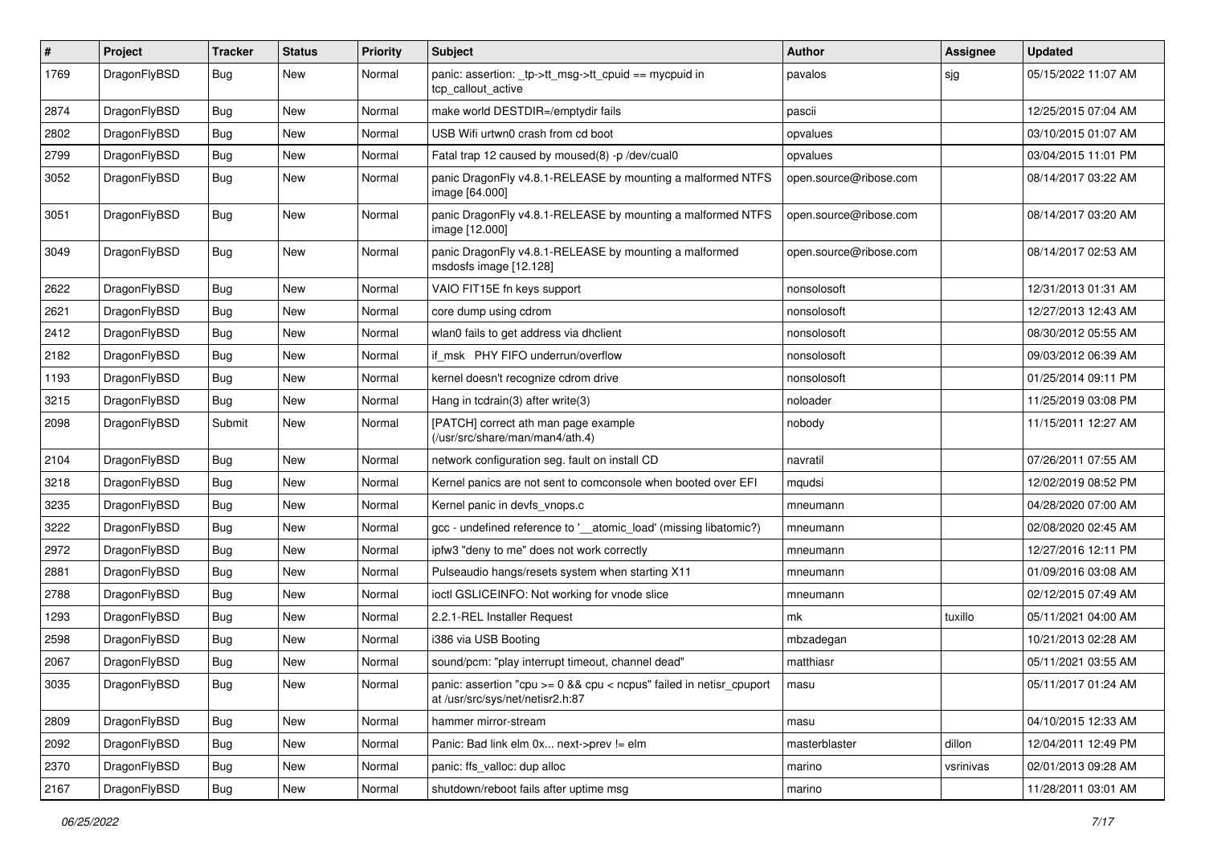| # | Project | Tracker | Status | Priority | Subject | Author | Assignee | Updated |
| --- | --- | --- | --- | --- | --- | --- | --- | --- |
| 1769 | DragonFlyBSD | Bug | New | Normal | panic: assertion: _tp->tt_msg->tt_cpuid == mycpuid in tcp_callout_active | pavalos | sjg | 05/15/2022 11:07 AM |
| 2874 | DragonFlyBSD | Bug | New | Normal | make world DESTDIR=/emptydir fails | pascii | | 12/25/2015 07:04 AM |
| 2802 | DragonFlyBSD | Bug | New | Normal | USB Wifi urtwn0 crash from cd boot | opvalues | | 03/10/2015 01:07 AM |
| 2799 | DragonFlyBSD | Bug | New | Normal | Fatal trap 12 caused by moused(8) -p /dev/cual0 | opvalues | | 03/04/2015 11:01 PM |
| 3052 | DragonFlyBSD | Bug | New | Normal | panic DragonFly v4.8.1-RELEASE by mounting a malformed NTFS image [64.000] | open.source@ribose.com | | 08/14/2017 03:22 AM |
| 3051 | DragonFlyBSD | Bug | New | Normal | panic DragonFly v4.8.1-RELEASE by mounting a malformed NTFS image [12.000] | open.source@ribose.com | | 08/14/2017 03:20 AM |
| 3049 | DragonFlyBSD | Bug | New | Normal | panic DragonFly v4.8.1-RELEASE by mounting a malformed msdosfs image [12.128] | open.source@ribose.com | | 08/14/2017 02:53 AM |
| 2622 | DragonFlyBSD | Bug | New | Normal | VAIO FIT15E fn keys support | nonsolosoft | | 12/31/2013 01:31 AM |
| 2621 | DragonFlyBSD | Bug | New | Normal | core dump using cdrom | nonsolosoft | | 12/27/2013 12:43 AM |
| 2412 | DragonFlyBSD | Bug | New | Normal | wlan0 fails to get address via dhclient | nonsolosoft | | 08/30/2012 05:55 AM |
| 2182 | DragonFlyBSD | Bug | New | Normal | if_msk PHY FIFO underrun/overflow | nonsolosoft | | 09/03/2012 06:39 AM |
| 1193 | DragonFlyBSD | Bug | New | Normal | kernel doesn't recognize cdrom drive | nonsolosoft | | 01/25/2014 09:11 PM |
| 3215 | DragonFlyBSD | Bug | New | Normal | Hang in tcdrain(3) after write(3) | noloader | | 11/25/2019 03:08 PM |
| 2098 | DragonFlyBSD | Submit | New | Normal | [PATCH] correct ath man page example (/usr/src/share/man/man4/ath.4) | nobody | | 11/15/2011 12:27 AM |
| 2104 | DragonFlyBSD | Bug | New | Normal | network configuration seg. fault on install CD | navratil | | 07/26/2011 07:55 AM |
| 3218 | DragonFlyBSD | Bug | New | Normal | Kernel panics are not sent to comconsole when booted over EFI | mqudsi | | 12/02/2019 08:52 PM |
| 3235 | DragonFlyBSD | Bug | New | Normal | Kernel panic in devfs_vnops.c | mneumann | | 04/28/2020 07:00 AM |
| 3222 | DragonFlyBSD | Bug | New | Normal | gcc - undefined reference to '__atomic_load' (missing libatomic?) | mneumann | | 02/08/2020 02:45 AM |
| 2972 | DragonFlyBSD | Bug | New | Normal | ipfw3 "deny to me" does not work correctly | mneumann | | 12/27/2016 12:11 PM |
| 2881 | DragonFlyBSD | Bug | New | Normal | Pulseaudio hangs/resets system when starting X11 | mneumann | | 01/09/2016 03:08 AM |
| 2788 | DragonFlyBSD | Bug | New | Normal | ioctl GSLICEINFO: Not working for vnode slice | mneumann | | 02/12/2015 07:49 AM |
| 1293 | DragonFlyBSD | Bug | New | Normal | 2.2.1-REL Installer Request | mk | tuxillo | 05/11/2021 04:00 AM |
| 2598 | DragonFlyBSD | Bug | New | Normal | i386 via USB Booting | mbzadegan | | 10/21/2013 02:28 AM |
| 2067 | DragonFlyBSD | Bug | New | Normal | sound/pcm: "play interrupt timeout, channel dead" | matthiasr | | 05/11/2021 03:55 AM |
| 3035 | DragonFlyBSD | Bug | New | Normal | panic: assertion "cpu >= 0 && cpu < ncpus" failed in netisr_cpuport at /usr/src/sys/net/netisr2.h:87 | masu | | 05/11/2017 01:24 AM |
| 2809 | DragonFlyBSD | Bug | New | Normal | hammer mirror-stream | masu | | 04/10/2015 12:33 AM |
| 2092 | DragonFlyBSD | Bug | New | Normal | Panic: Bad link elm 0x... next->prev != elm | masterblaster | dillon | 12/04/2011 12:49 PM |
| 2370 | DragonFlyBSD | Bug | New | Normal | panic: ffs_valloc: dup alloc | marino | vsrinivas | 02/01/2013 09:28 AM |
| 2167 | DragonFlyBSD | Bug | New | Normal | shutdown/reboot fails after uptime msg | marino | | 11/28/2011 03:01 AM |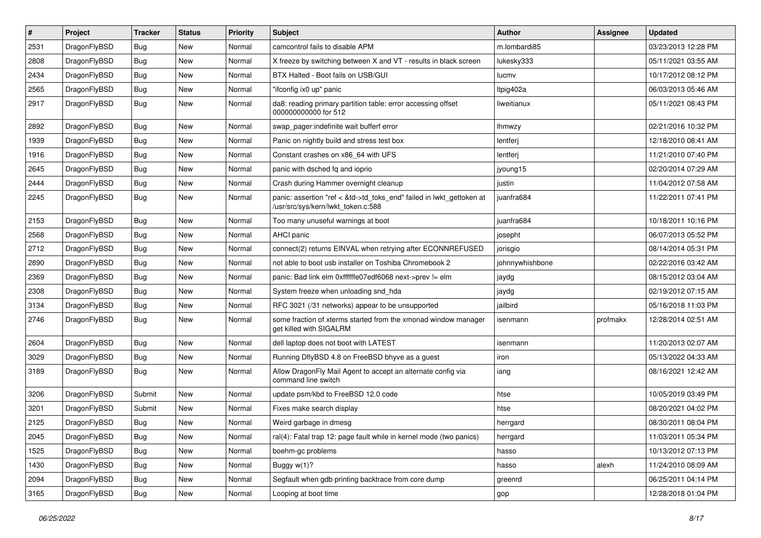| # | Project | Tracker | Status | Priority | Subject | Author | Assignee | Updated |
|---|---|---|---|---|---|---|---|---|
| 2531 | DragonFlyBSD | Bug | New | Normal | camcontrol fails to disable APM | m.lombardi85 | | 03/23/2013 12:28 PM |
| 2808 | DragonFlyBSD | Bug | New | Normal | X freeze by switching between X and VT - results in black screen | lukesky333 | | 05/11/2021 03:55 AM |
| 2434 | DragonFlyBSD | Bug | New | Normal | BTX Halted - Boot fails on USB/GUI | lucmv | | 10/17/2012 08:12 PM |
| 2565 | DragonFlyBSD | Bug | New | Normal | "ifconfig ix0 up" panic | ltpig402a | | 06/03/2013 05:46 AM |
| 2917 | DragonFlyBSD | Bug | New | Normal | da8: reading primary partition table: error accessing offset 000000000000 for 512 | liweitianux | | 05/11/2021 08:43 PM |
| 2892 | DragonFlyBSD | Bug | New | Normal | swap_pager:indefinite wait bufferf error | lhmwzy | | 02/21/2016 10:32 PM |
| 1939 | DragonFlyBSD | Bug | New | Normal | Panic on nightly build and stress test box | lentferj | | 12/18/2010 08:41 AM |
| 1916 | DragonFlyBSD | Bug | New | Normal | Constant crashes on x86_64 with UFS | lentferj | | 11/21/2010 07:40 PM |
| 2645 | DragonFlyBSD | Bug | New | Normal | panic with dsched fq and ioprio | jyoung15 | | 02/20/2014 07:29 AM |
| 2444 | DragonFlyBSD | Bug | New | Normal | Crash during Hammer overnight cleanup | justin | | 11/04/2012 07:58 AM |
| 2245 | DragonFlyBSD | Bug | New | Normal | panic: assertion "ref < &td->td_toks_end" failed in lwkt_gettoken at /usr/src/sys/kern/lwkt_token.c:588 | juanfra684 | | 11/22/2011 07:41 PM |
| 2153 | DragonFlyBSD | Bug | New | Normal | Too many unuseful warnings at boot | juanfra684 | | 10/18/2011 10:16 PM |
| 2568 | DragonFlyBSD | Bug | New | Normal | AHCI panic | josepht | | 06/07/2013 05:52 PM |
| 2712 | DragonFlyBSD | Bug | New | Normal | connect(2) returns EINVAL when retrying after ECONNREFUSED | jorisgio | | 08/14/2014 05:31 PM |
| 2890 | DragonFlyBSD | Bug | New | Normal | not able to boot usb installer on Toshiba Chromebook 2 | johnnywhishbone | | 02/22/2016 03:42 AM |
| 2369 | DragonFlyBSD | Bug | New | Normal | panic: Bad link elm 0xffffffe07edf6068 next->prev != elm | jaydg | | 08/15/2012 03:04 AM |
| 2308 | DragonFlyBSD | Bug | New | Normal | System freeze when unloading snd_hda | jaydg | | 02/19/2012 07:15 AM |
| 3134 | DragonFlyBSD | Bug | New | Normal | RFC 3021 (/31 networks) appear to be unsupported | jailbird | | 05/16/2018 11:03 PM |
| 2746 | DragonFlyBSD | Bug | New | Normal | some fraction of xterms started from the xmonad window manager get killed with SIGALRM | isenmann | profmakx | 12/28/2014 02:51 AM |
| 2604 | DragonFlyBSD | Bug | New | Normal | dell laptop does not boot with LATEST | isenmann | | 11/20/2013 02:07 AM |
| 3029 | DragonFlyBSD | Bug | New | Normal | Running DflyBSD 4.8 on FreeBSD bhyve as a guest | iron | | 05/13/2022 04:33 AM |
| 3189 | DragonFlyBSD | Bug | New | Normal | Allow DragonFly Mail Agent to accept an alternate config via command line switch | iang | | 08/16/2021 12:42 AM |
| 3206 | DragonFlyBSD | Submit | New | Normal | update psm/kbd to FreeBSD 12.0 code | htse | | 10/05/2019 03:49 PM |
| 3201 | DragonFlyBSD | Submit | New | Normal | Fixes make search display | htse | | 08/20/2021 04:02 PM |
| 2125 | DragonFlyBSD | Bug | New | Normal | Weird garbage in dmesg | herrgard | | 08/30/2011 08:04 PM |
| 2045 | DragonFlyBSD | Bug | New | Normal | ral(4): Fatal trap 12: page fault while in kernel mode (two panics) | herrgard | | 11/03/2011 05:34 PM |
| 1525 | DragonFlyBSD | Bug | New | Normal | boehm-gc problems | hasso | | 10/13/2012 07:13 PM |
| 1430 | DragonFlyBSD | Bug | New | Normal | Buggy w(1)? | hasso | alexh | 11/24/2010 08:09 AM |
| 2094 | DragonFlyBSD | Bug | New | Normal | Segfault when gdb printing backtrace from core dump | greenrd | | 06/25/2011 04:14 PM |
| 3165 | DragonFlyBSD | Bug | New | Normal | Looping at boot time | gop | | 12/28/2018 01:04 PM |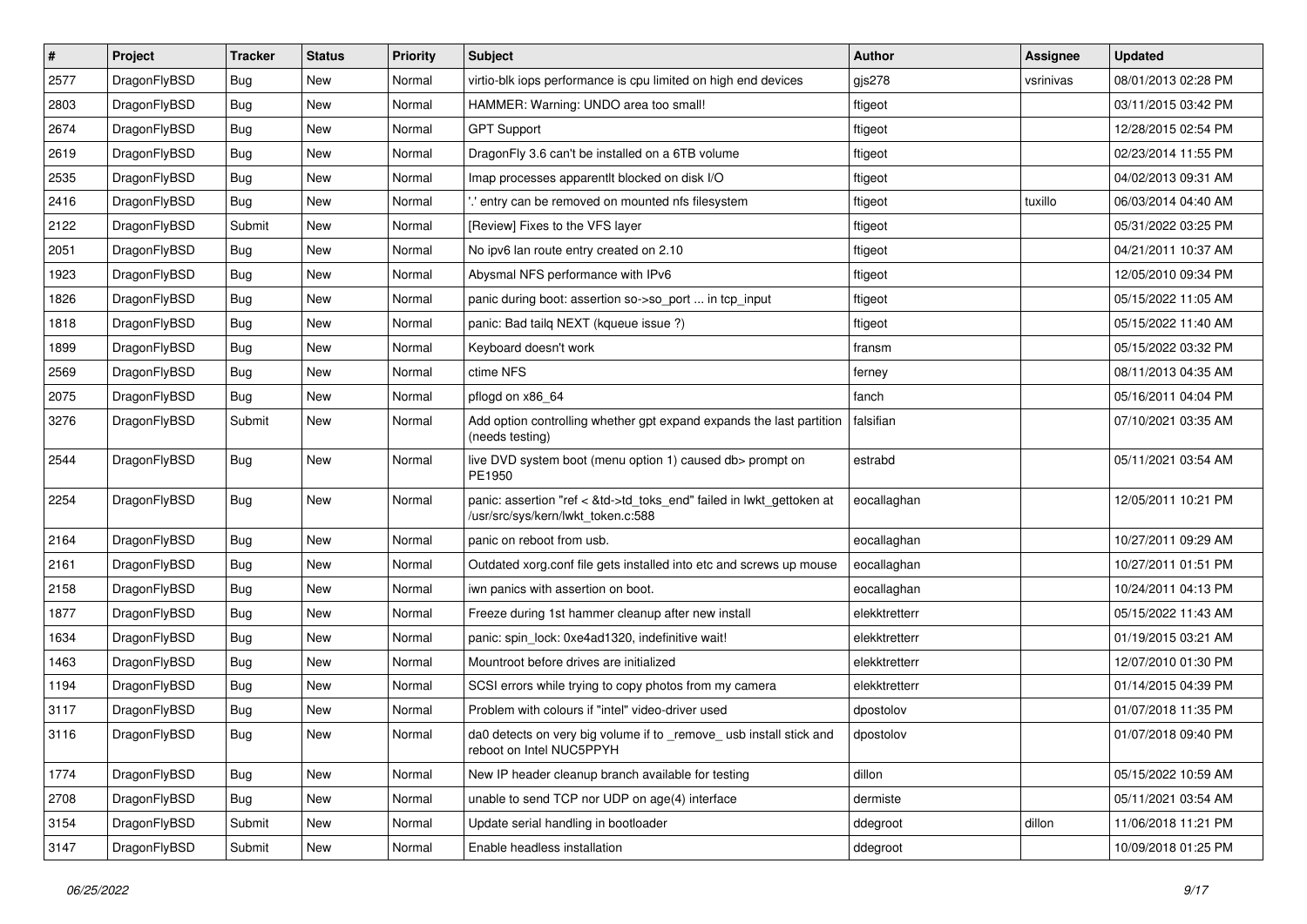| # | Project | Tracker | Status | Priority | Subject | Author | Assignee | Updated |
|---|---|---|---|---|---|---|---|---|
| 2577 | DragonFlyBSD | Bug | New | Normal | virtio-blk iops performance is cpu limited on high end devices | gjs278 | vsrinivas | 08/01/2013 02:28 PM |
| 2803 | DragonFlyBSD | Bug | New | Normal | HAMMER: Warning: UNDO area too small! | ftigeot | | 03/11/2015 03:42 PM |
| 2674 | DragonFlyBSD | Bug | New | Normal | GPT Support | ftigeot | | 12/28/2015 02:54 PM |
| 2619 | DragonFlyBSD | Bug | New | Normal | DragonFly 3.6 can't be installed on a 6TB volume | ftigeot | | 02/23/2014 11:55 PM |
| 2535 | DragonFlyBSD | Bug | New | Normal | Imap processes apparentlt blocked on disk I/O | ftigeot | | 04/02/2013 09:31 AM |
| 2416 | DragonFlyBSD | Bug | New | Normal | '.' entry can be removed on mounted nfs filesystem | ftigeot | tuxillo | 06/03/2014 04:40 AM |
| 2122 | DragonFlyBSD | Submit | New | Normal | [Review] Fixes to the VFS layer | ftigeot | | 05/31/2022 03:25 PM |
| 2051 | DragonFlyBSD | Bug | New | Normal | No ipv6 lan route entry created on 2.10 | ftigeot | | 04/21/2011 10:37 AM |
| 1923 | DragonFlyBSD | Bug | New | Normal | Abysmal NFS performance with IPv6 | ftigeot | | 12/05/2010 09:34 PM |
| 1826 | DragonFlyBSD | Bug | New | Normal | panic during boot: assertion so->so_port ... in tcp_input | ftigeot | | 05/15/2022 11:05 AM |
| 1818 | DragonFlyBSD | Bug | New | Normal | panic: Bad tailq NEXT (kqueue issue ?) | ftigeot | | 05/15/2022 11:40 AM |
| 1899 | DragonFlyBSD | Bug | New | Normal | Keyboard doesn't work | fransm | | 05/15/2022 03:32 PM |
| 2569 | DragonFlyBSD | Bug | New | Normal | ctime NFS | ferney | | 08/11/2013 04:35 AM |
| 2075 | DragonFlyBSD | Bug | New | Normal | pflogd on x86_64 | fanch | | 05/16/2011 04:04 PM |
| 3276 | DragonFlyBSD | Submit | New | Normal | Add option controlling whether gpt expand expands the last partition (needs testing) | falsifian | | 07/10/2021 03:35 AM |
| 2544 | DragonFlyBSD | Bug | New | Normal | live DVD system boot (menu option 1) caused db> prompt on PE1950 | estrabd | | 05/11/2021 03:54 AM |
| 2254 | DragonFlyBSD | Bug | New | Normal | panic: assertion "ref < &td->td_toks_end" failed in lwkt_gettoken at /usr/src/sys/kern/lwkt_token.c:588 | eocallaghan | | 12/05/2011 10:21 PM |
| 2164 | DragonFlyBSD | Bug | New | Normal | panic on reboot from usb. | eocallaghan | | 10/27/2011 09:29 AM |
| 2161 | DragonFlyBSD | Bug | New | Normal | Outdated xorg.conf file gets installed into etc and screws up mouse | eocallaghan | | 10/27/2011 01:51 PM |
| 2158 | DragonFlyBSD | Bug | New | Normal | iwn panics with assertion on boot. | eocallaghan | | 10/24/2011 04:13 PM |
| 1877 | DragonFlyBSD | Bug | New | Normal | Freeze during 1st hammer cleanup after new install | elekktretterr | | 05/15/2022 11:43 AM |
| 1634 | DragonFlyBSD | Bug | New | Normal | panic: spin_lock: 0xe4ad1320, indefinitive wait! | elekktretterr | | 01/19/2015 03:21 AM |
| 1463 | DragonFlyBSD | Bug | New | Normal | Mountroot before drives are initialized | elekktretterr | | 12/07/2010 01:30 PM |
| 1194 | DragonFlyBSD | Bug | New | Normal | SCSI errors while trying to copy photos from my camera | elekktretterr | | 01/14/2015 04:39 PM |
| 3117 | DragonFlyBSD | Bug | New | Normal | Problem with colours if "intel" video-driver used | dpostolov | | 01/07/2018 11:35 PM |
| 3116 | DragonFlyBSD | Bug | New | Normal | da0 detects on very big volume if to _remove_ usb install stick and reboot on Intel NUC5PPYH | dpostolov | | 01/07/2018 09:40 PM |
| 1774 | DragonFlyBSD | Bug | New | Normal | New IP header cleanup branch available for testing | dillon | | 05/15/2022 10:59 AM |
| 2708 | DragonFlyBSD | Bug | New | Normal | unable to send TCP nor UDP on age(4) interface | dermiste | | 05/11/2021 03:54 AM |
| 3154 | DragonFlyBSD | Submit | New | Normal | Update serial handling in bootloader | ddegroot | dillon | 11/06/2018 11:21 PM |
| 3147 | DragonFlyBSD | Submit | New | Normal | Enable headless installation | ddegroot | | 10/09/2018 01:25 PM |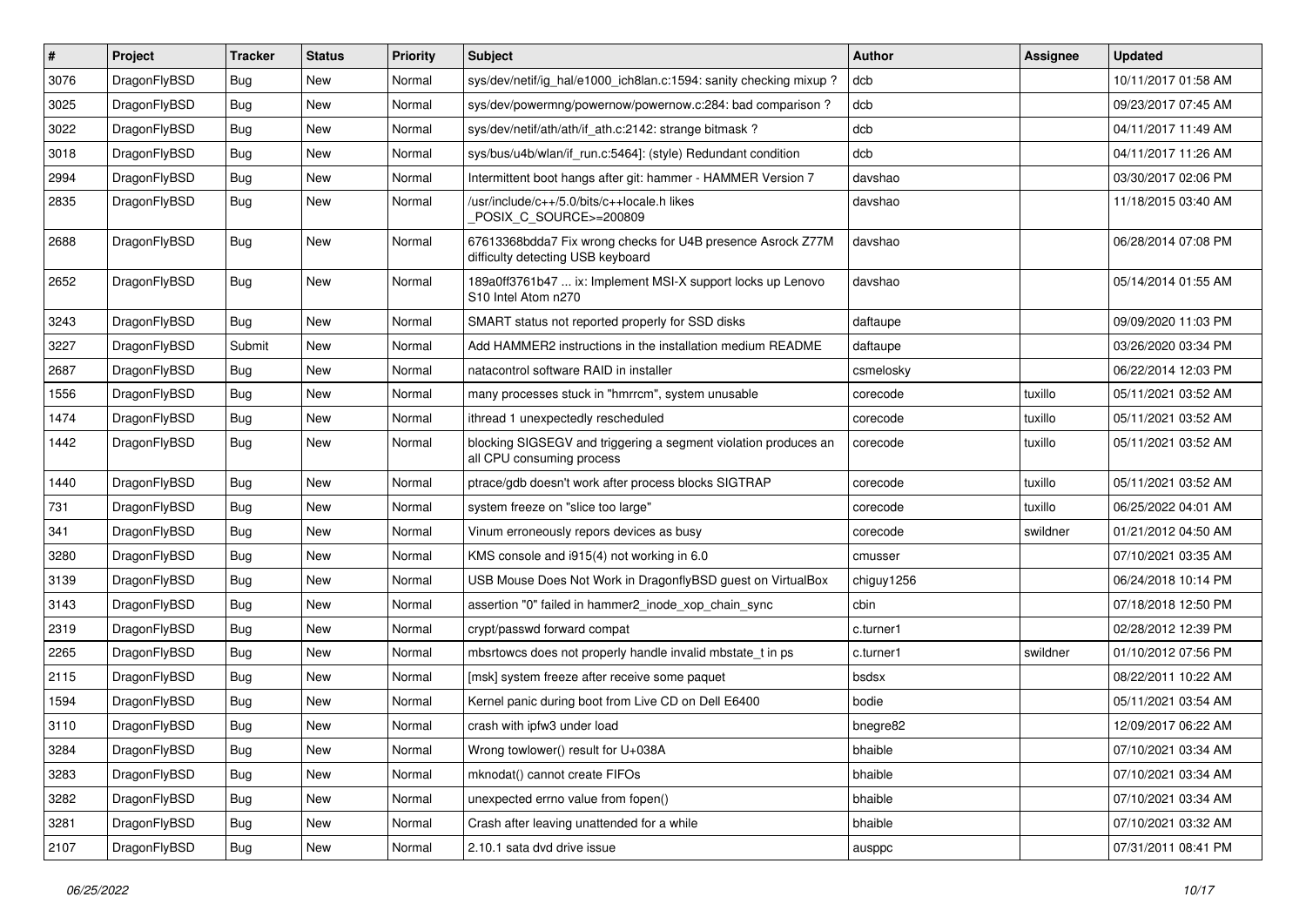| # | Project | Tracker | Status | Priority | Subject | Author | Assignee | Updated |
| --- | --- | --- | --- | --- | --- | --- | --- | --- |
| 3076 | DragonFlyBSD | Bug | New | Normal | sys/dev/netif/ig_hal/e1000_ich8lan.c:1594: sanity checking mixup ? | dcb | | 10/11/2017 01:58 AM |
| 3025 | DragonFlyBSD | Bug | New | Normal | sys/dev/powermng/powernow/powernow.c:284: bad comparison ? | dcb | | 09/23/2017 07:45 AM |
| 3022 | DragonFlyBSD | Bug | New | Normal | sys/dev/netif/ath/ath/if_ath.c:2142: strange bitmask ? | dcb | | 04/11/2017 11:49 AM |
| 3018 | DragonFlyBSD | Bug | New | Normal | sys/bus/u4b/wlan/if_run.c:5464]: (style) Redundant condition | dcb | | 04/11/2017 11:26 AM |
| 2994 | DragonFlyBSD | Bug | New | Normal | Intermittent boot hangs after git: hammer - HAMMER Version 7 | davshao | | 03/30/2017 02:06 PM |
| 2835 | DragonFlyBSD | Bug | New | Normal | /usr/include/c++/5.0/bits/c++locale.h likes _POSIX_C_SOURCE>=200809 | davshao | | 11/18/2015 03:40 AM |
| 2688 | DragonFlyBSD | Bug | New | Normal | 67613368bdda7 Fix wrong checks for U4B presence Asrock Z77M difficulty detecting USB keyboard | davshao | | 06/28/2014 07:08 PM |
| 2652 | DragonFlyBSD | Bug | New | Normal | 189a0ff3761b47 ... ix: Implement MSI-X support locks up Lenovo S10 Intel Atom n270 | davshao | | 05/14/2014 01:55 AM |
| 3243 | DragonFlyBSD | Bug | New | Normal | SMART status not reported properly for SSD disks | daftaupe | | 09/09/2020 11:03 PM |
| 3227 | DragonFlyBSD | Submit | New | Normal | Add HAMMER2 instructions in the installation medium README | daftaupe | | 03/26/2020 03:34 PM |
| 2687 | DragonFlyBSD | Bug | New | Normal | natacontrol software RAID in installer | csmelosky | | 06/22/2014 12:03 PM |
| 1556 | DragonFlyBSD | Bug | New | Normal | many processes stuck in "hmrrcm", system unusable | corecode | tuxillo | 05/11/2021 03:52 AM |
| 1474 | DragonFlyBSD | Bug | New | Normal | ithread 1 unexpectedly rescheduled | corecode | tuxillo | 05/11/2021 03:52 AM |
| 1442 | DragonFlyBSD | Bug | New | Normal | blocking SIGSEGV and triggering a segment violation produces an all CPU consuming process | corecode | tuxillo | 05/11/2021 03:52 AM |
| 1440 | DragonFlyBSD | Bug | New | Normal | ptrace/gdb doesn't work after process blocks SIGTRAP | corecode | tuxillo | 05/11/2021 03:52 AM |
| 731 | DragonFlyBSD | Bug | New | Normal | system freeze on "slice too large" | corecode | tuxillo | 06/25/2022 04:01 AM |
| 341 | DragonFlyBSD | Bug | New | Normal | Vinum erroneously repors devices as busy | corecode | swildner | 01/21/2012 04:50 AM |
| 3280 | DragonFlyBSD | Bug | New | Normal | KMS console and i915(4) not working in 6.0 | cmusser | | 07/10/2021 03:35 AM |
| 3139 | DragonFlyBSD | Bug | New | Normal | USB Mouse Does Not Work in DragonflyBSD guest on VirtualBox | chiguy1256 | | 06/24/2018 10:14 PM |
| 3143 | DragonFlyBSD | Bug | New | Normal | assertion "0" failed in hammer2_inode_xop_chain_sync | cbin | | 07/18/2018 12:50 PM |
| 2319 | DragonFlyBSD | Bug | New | Normal | crypt/passwd forward compat | c.turner1 | | 02/28/2012 12:39 PM |
| 2265 | DragonFlyBSD | Bug | New | Normal | mbsrtowcs does not properly handle invalid mbstate_t in ps | c.turner1 | swildner | 01/10/2012 07:56 PM |
| 2115 | DragonFlyBSD | Bug | New | Normal | [msk] system freeze after receive some paquet | bsdsx | | 08/22/2011 10:22 AM |
| 1594 | DragonFlyBSD | Bug | New | Normal | Kernel panic during boot from Live CD on Dell E6400 | bodie | | 05/11/2021 03:54 AM |
| 3110 | DragonFlyBSD | Bug | New | Normal | crash with ipfw3 under load | bnegre82 | | 12/09/2017 06:22 AM |
| 3284 | DragonFlyBSD | Bug | New | Normal | Wrong towlower() result for U+038A | bhaible | | 07/10/2021 03:34 AM |
| 3283 | DragonFlyBSD | Bug | New | Normal | mknodat() cannot create FIFOs | bhaible | | 07/10/2021 03:34 AM |
| 3282 | DragonFlyBSD | Bug | New | Normal | unexpected errno value from fopen() | bhaible | | 07/10/2021 03:34 AM |
| 3281 | DragonFlyBSD | Bug | New | Normal | Crash after leaving unattended for a while | bhaible | | 07/10/2021 03:32 AM |
| 2107 | DragonFlyBSD | Bug | New | Normal | 2.10.1 sata dvd drive issue | ausppc | | 07/31/2011 08:41 PM |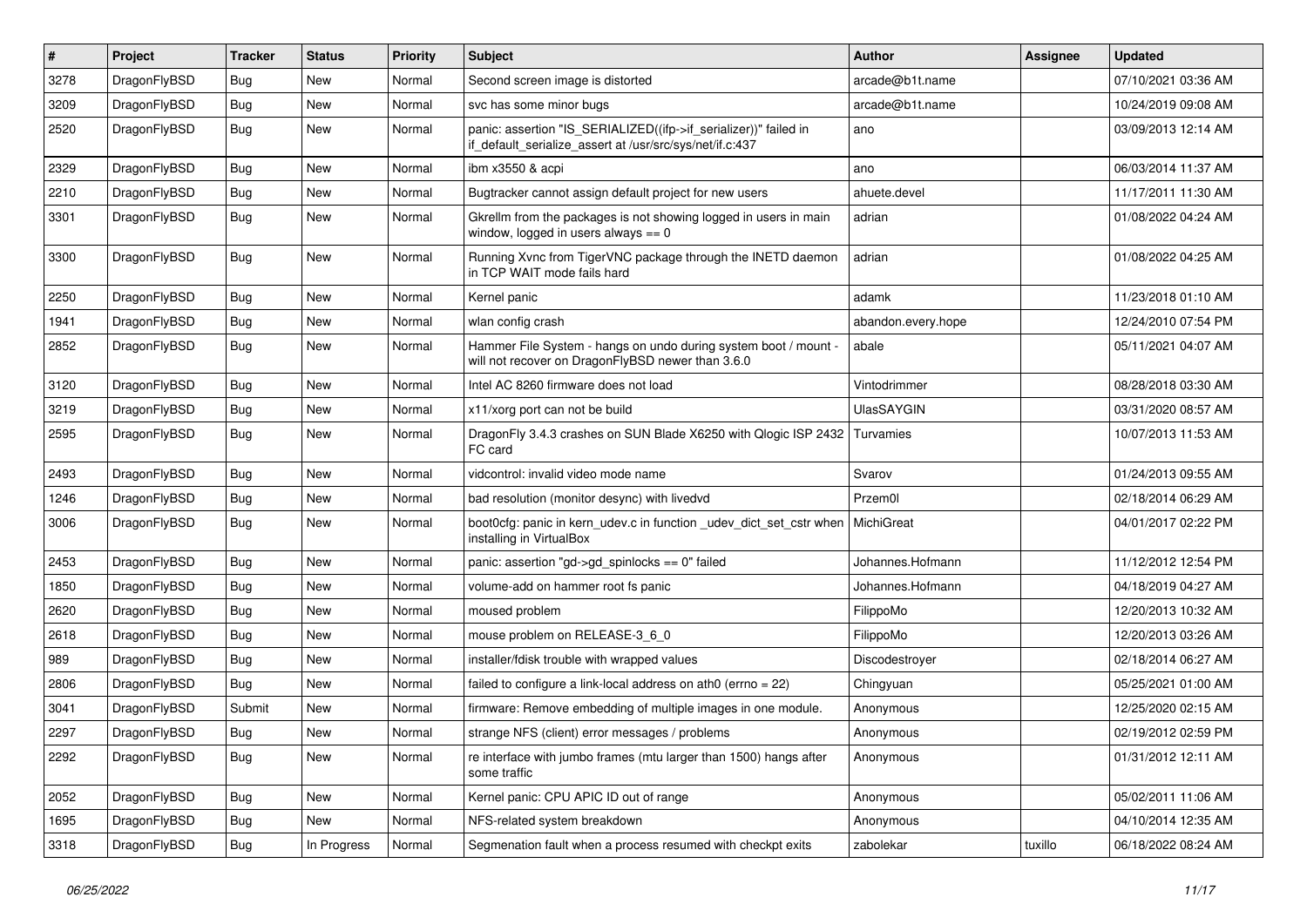| # | Project | Tracker | Status | Priority | Subject | Author | Assignee | Updated |
|---|---|---|---|---|---|---|---|---|
| 3278 | DragonFlyBSD | Bug | New | Normal | Second screen image is distorted | arcade@b1t.name | | 07/10/2021 03:36 AM |
| 3209 | DragonFlyBSD | Bug | New | Normal | svc has some minor bugs | arcade@b1t.name | | 10/24/2019 09:08 AM |
| 2520 | DragonFlyBSD | Bug | New | Normal | panic: assertion "IS_SERIALIZED((ifp->if_serializer))" failed in if_default_serialize_assert at /usr/src/sys/net/if.c:437 | ano | | 03/09/2013 12:14 AM |
| 2329 | DragonFlyBSD | Bug | New | Normal | ibm x3550 & acpi | ano | | 06/03/2014 11:37 AM |
| 2210 | DragonFlyBSD | Bug | New | Normal | Bugtracker cannot assign default project for new users | ahuete.devel | | 11/17/2011 11:30 AM |
| 3301 | DragonFlyBSD | Bug | New | Normal | Gkrellm from the packages is not showing logged in users in main window, logged in users always == 0 | adrian | | 01/08/2022 04:24 AM |
| 3300 | DragonFlyBSD | Bug | New | Normal | Running Xvnc from TigerVNC package through the INETD daemon in TCP WAIT mode fails hard | adrian | | 01/08/2022 04:25 AM |
| 2250 | DragonFlyBSD | Bug | New | Normal | Kernel panic | adamk | | 11/23/2018 01:10 AM |
| 1941 | DragonFlyBSD | Bug | New | Normal | wlan config crash | abandon.every.hope | | 12/24/2010 07:54 PM |
| 2852 | DragonFlyBSD | Bug | New | Normal | Hammer File System - hangs on undo during system boot / mount - will not recover on DragonFlyBSD newer than 3.6.0 | abale | | 05/11/2021 04:07 AM |
| 3120 | DragonFlyBSD | Bug | New | Normal | Intel AC 8260 firmware does not load | Vintodrimmer | | 08/28/2018 03:30 AM |
| 3219 | DragonFlyBSD | Bug | New | Normal | x11/xorg port can not be build | UlasSAYGIN | | 03/31/2020 08:57 AM |
| 2595 | DragonFlyBSD | Bug | New | Normal | DragonFly 3.4.3 crashes on SUN Blade X6250 with Qlogic ISP 2432 FC card | Turvamies | | 10/07/2013 11:53 AM |
| 2493 | DragonFlyBSD | Bug | New | Normal | vidcontrol: invalid video mode name | Svarov | | 01/24/2013 09:55 AM |
| 1246 | DragonFlyBSD | Bug | New | Normal | bad resolution (monitor desync) with livedvd | Przem0l | | 02/18/2014 06:29 AM |
| 3006 | DragonFlyBSD | Bug | New | Normal | boot0cfg: panic in kern_udev.c in function _udev_dict_set_cstr when installing in VirtualBox | MichiGreat | | 04/01/2017 02:22 PM |
| 2453 | DragonFlyBSD | Bug | New | Normal | panic: assertion "gd->gd_spinlocks == 0" failed | Johannes.Hofmann | | 11/12/2012 12:54 PM |
| 1850 | DragonFlyBSD | Bug | New | Normal | volume-add on hammer root fs panic | Johannes.Hofmann | | 04/18/2019 04:27 AM |
| 2620 | DragonFlyBSD | Bug | New | Normal | moused problem | FilippoMo | | 12/20/2013 10:32 AM |
| 2618 | DragonFlyBSD | Bug | New | Normal | mouse problem on RELEASE-3_6_0 | FilippoMo | | 12/20/2013 03:26 AM |
| 989 | DragonFlyBSD | Bug | New | Normal | installer/fdisk trouble with wrapped values | Discodestroyer | | 02/18/2014 06:27 AM |
| 2806 | DragonFlyBSD | Bug | New | Normal | failed to configure a link-local address on ath0 (errno = 22) | Chingyuan | | 05/25/2021 01:00 AM |
| 3041 | DragonFlyBSD | Submit | New | Normal | firmware: Remove embedding of multiple images in one module. | Anonymous | | 12/25/2020 02:15 AM |
| 2297 | DragonFlyBSD | Bug | New | Normal | strange NFS (client) error messages / problems | Anonymous | | 02/19/2012 02:59 PM |
| 2292 | DragonFlyBSD | Bug | New | Normal | re interface with jumbo frames (mtu larger than 1500) hangs after some traffic | Anonymous | | 01/31/2012 12:11 AM |
| 2052 | DragonFlyBSD | Bug | New | Normal | Kernel panic: CPU APIC ID out of range | Anonymous | | 05/02/2011 11:06 AM |
| 1695 | DragonFlyBSD | Bug | New | Normal | NFS-related system breakdown | Anonymous | | 04/10/2014 12:35 AM |
| 3318 | DragonFlyBSD | Bug | In Progress | Normal | Segmenation fault when a process resumed with checkpt exits | zabolekar | tuxillo | 06/18/2022 08:24 AM |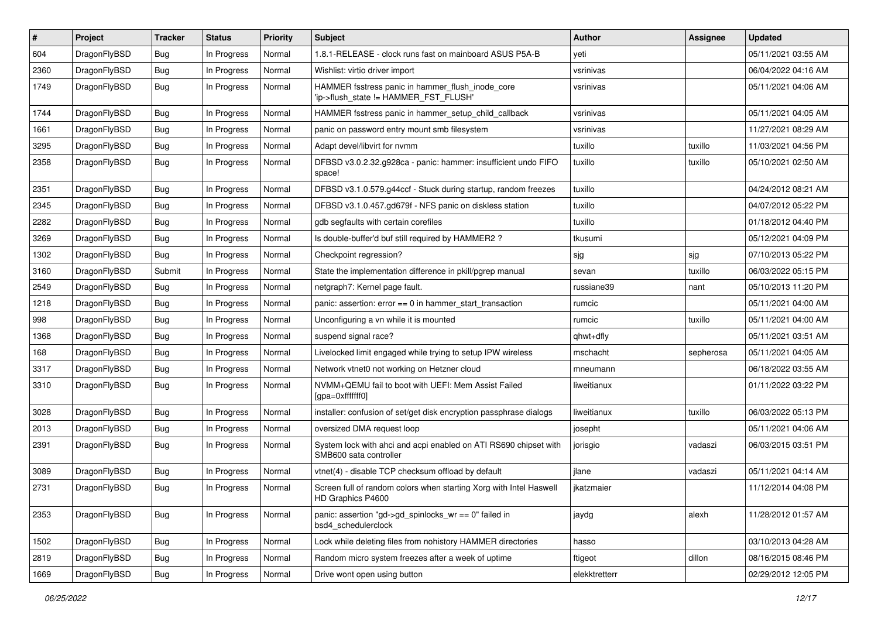| # | Project | Tracker | Status | Priority | Subject | Author | Assignee | Updated |
|---|---|---|---|---|---|---|---|---|
| 604 | DragonFlyBSD | Bug | In Progress | Normal | 1.8.1-RELEASE - clock runs fast on mainboard ASUS P5A-B | yeti | | 05/11/2021 03:55 AM |
| 2360 | DragonFlyBSD | Bug | In Progress | Normal | Wishlist: virtio driver import | vsrinivas | | 06/04/2022 04:16 AM |
| 1749 | DragonFlyBSD | Bug | In Progress | Normal | HAMMER fsstress panic in hammer_flush_inode_core 'ip->flush_state != HAMMER_FST_FLUSH' | vsrinivas | | 05/11/2021 04:06 AM |
| 1744 | DragonFlyBSD | Bug | In Progress | Normal | HAMMER fsstress panic in hammer_setup_child_callback | vsrinivas | | 05/11/2021 04:05 AM |
| 1661 | DragonFlyBSD | Bug | In Progress | Normal | panic on password entry mount smb filesystem | vsrinivas | | 11/27/2021 08:29 AM |
| 3295 | DragonFlyBSD | Bug | In Progress | Normal | Adapt devel/libvirt for nvmm | tuxillo | tuxillo | 11/03/2021 04:56 PM |
| 2358 | DragonFlyBSD | Bug | In Progress | Normal | DFBSD v3.0.2.32.g928ca - panic: hammer: insufficient undo FIFO space! | tuxillo | tuxillo | 05/10/2021 02:50 AM |
| 2351 | DragonFlyBSD | Bug | In Progress | Normal | DFBSD v3.1.0.579.g44ccf - Stuck during startup, random freezes | tuxillo | | 04/24/2012 08:21 AM |
| 2345 | DragonFlyBSD | Bug | In Progress | Normal | DFBSD v3.1.0.457.gd679f - NFS panic on diskless station | tuxillo | | 04/07/2012 05:22 PM |
| 2282 | DragonFlyBSD | Bug | In Progress | Normal | gdb segfaults with certain corefiles | tuxillo | | 01/18/2012 04:40 PM |
| 3269 | DragonFlyBSD | Bug | In Progress | Normal | Is double-buffer'd buf still required by HAMMER2 ? | tkusumi | | 05/12/2021 04:09 PM |
| 1302 | DragonFlyBSD | Bug | In Progress | Normal | Checkpoint regression? | sjg | sjg | 07/10/2013 05:22 PM |
| 3160 | DragonFlyBSD | Submit | In Progress | Normal | State the implementation difference in pkill/pgrep manual | sevan | tuxillo | 06/03/2022 05:15 PM |
| 2549 | DragonFlyBSD | Bug | In Progress | Normal | netgraph7: Kernel page fault. | russiane39 | nant | 05/10/2013 11:20 PM |
| 1218 | DragonFlyBSD | Bug | In Progress | Normal | panic: assertion: error == 0 in hammer_start_transaction | rumcic | | 05/11/2021 04:00 AM |
| 998 | DragonFlyBSD | Bug | In Progress | Normal | Unconfiguring a vn while it is mounted | rumcic | tuxillo | 05/11/2021 04:00 AM |
| 1368 | DragonFlyBSD | Bug | In Progress | Normal | suspend signal race? | qhwt+dfly | | 05/11/2021 03:51 AM |
| 168 | DragonFlyBSD | Bug | In Progress | Normal | Livelocked limit engaged while trying to setup IPW wireless | mschacht | sepherosa | 05/11/2021 04:05 AM |
| 3317 | DragonFlyBSD | Bug | In Progress | Normal | Network vtnet0 not working on Hetzner cloud | mneumann | | 06/18/2022 03:55 AM |
| 3310 | DragonFlyBSD | Bug | In Progress | Normal | NVMM+QEMU fail to boot with UEFI: Mem Assist Failed [gpa=0xfffffff0] | liweitianux | | 01/11/2022 03:22 PM |
| 3028 | DragonFlyBSD | Bug | In Progress | Normal | installer: confusion of set/get disk encryption passphrase dialogs | liweitianux | tuxillo | 06/03/2022 05:13 PM |
| 2013 | DragonFlyBSD | Bug | In Progress | Normal | oversized DMA request loop | josepht | | 05/11/2021 04:06 AM |
| 2391 | DragonFlyBSD | Bug | In Progress | Normal | System lock with ahci and acpi enabled on ATI RS690 chipset with SMB600 sata controller | jorisgio | vadaszi | 06/03/2015 03:51 PM |
| 3089 | DragonFlyBSD | Bug | In Progress | Normal | vtnet(4) - disable TCP checksum offload by default | jlane | vadaszi | 05/11/2021 04:14 AM |
| 2731 | DragonFlyBSD | Bug | In Progress | Normal | Screen full of random colors when starting Xorg with Intel Haswell HD Graphics P4600 | jkatzmaier | | 11/12/2014 04:08 PM |
| 2353 | DragonFlyBSD | Bug | In Progress | Normal | panic: assertion "gd->gd_spinlocks_wr == 0" failed in bsd4_schedulerclock | jaydg | alexh | 11/28/2012 01:57 AM |
| 1502 | DragonFlyBSD | Bug | In Progress | Normal | Lock while deleting files from nohistory HAMMER directories | hasso | | 03/10/2013 04:28 AM |
| 2819 | DragonFlyBSD | Bug | In Progress | Normal | Random micro system freezes after a week of uptime | ftigeot | dillon | 08/16/2015 08:46 PM |
| 1669 | DragonFlyBSD | Bug | In Progress | Normal | Drive wont open using button | elekktretterr | | 02/29/2012 12:05 PM |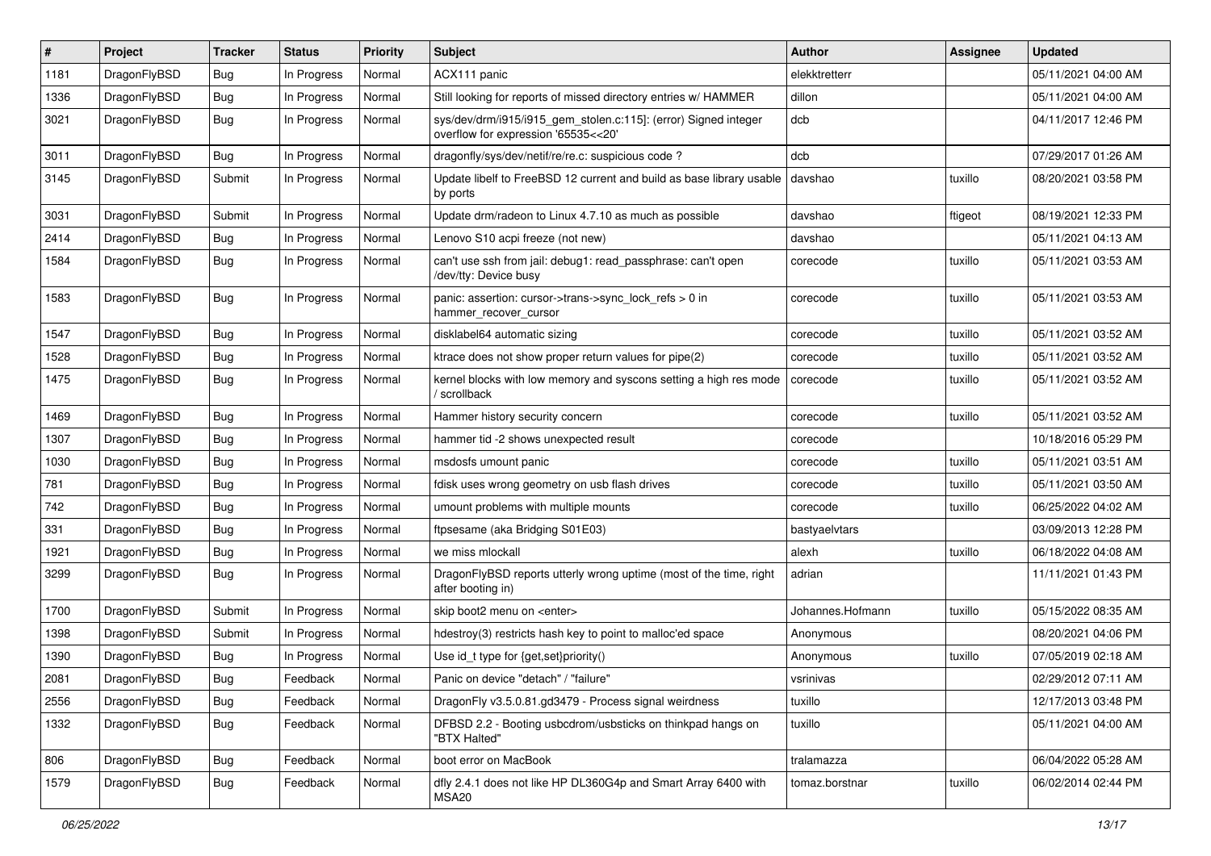| # | Project | Tracker | Status | Priority | Subject | Author | Assignee | Updated |
|---|---|---|---|---|---|---|---|---|
| 1181 | DragonFlyBSD | Bug | In Progress | Normal | ACX111 panic | elekktretterr | | 05/11/2021 04:00 AM |
| 1336 | DragonFlyBSD | Bug | In Progress | Normal | Still looking for reports of missed directory entries w/ HAMMER | dillon | | 05/11/2021 04:00 AM |
| 3021 | DragonFlyBSD | Bug | In Progress | Normal | sys/dev/drm/i915/i915_gem_stolen.c:115]: (error) Signed integer overflow for expression '65535<<20' | dcb | | 04/11/2017 12:46 PM |
| 3011 | DragonFlyBSD | Bug | In Progress | Normal | dragonfly/sys/dev/netif/re/re.c: suspicious code ? | dcb | | 07/29/2017 01:26 AM |
| 3145 | DragonFlyBSD | Submit | In Progress | Normal | Update libelf to FreeBSD 12 current and build as base library usable by ports | davshao | tuxillo | 08/20/2021 03:58 PM |
| 3031 | DragonFlyBSD | Submit | In Progress | Normal | Update drm/radeon to Linux 4.7.10 as much as possible | davshao | ftigeot | 08/19/2021 12:33 PM |
| 2414 | DragonFlyBSD | Bug | In Progress | Normal | Lenovo S10 acpi freeze (not new) | davshao | | 05/11/2021 04:13 AM |
| 1584 | DragonFlyBSD | Bug | In Progress | Normal | can't use ssh from jail: debug1: read_passphrase: can't open /dev/tty: Device busy | corecode | tuxillo | 05/11/2021 03:53 AM |
| 1583 | DragonFlyBSD | Bug | In Progress | Normal | panic: assertion: cursor->trans->sync_lock_refs > 0 in hammer_recover_cursor | corecode | tuxillo | 05/11/2021 03:53 AM |
| 1547 | DragonFlyBSD | Bug | In Progress | Normal | disklabel64 automatic sizing | corecode | tuxillo | 05/11/2021 03:52 AM |
| 1528 | DragonFlyBSD | Bug | In Progress | Normal | ktrace does not show proper return values for pipe(2) | corecode | tuxillo | 05/11/2021 03:52 AM |
| 1475 | DragonFlyBSD | Bug | In Progress | Normal | kernel blocks with low memory and syscons setting a high res mode / scrollback | corecode | tuxillo | 05/11/2021 03:52 AM |
| 1469 | DragonFlyBSD | Bug | In Progress | Normal | Hammer history security concern | corecode | tuxillo | 05/11/2021 03:52 AM |
| 1307 | DragonFlyBSD | Bug | In Progress | Normal | hammer tid -2 shows unexpected result | corecode | | 10/18/2016 05:29 PM |
| 1030 | DragonFlyBSD | Bug | In Progress | Normal | msdosfs umount panic | corecode | tuxillo | 05/11/2021 03:51 AM |
| 781 | DragonFlyBSD | Bug | In Progress | Normal | fdisk uses wrong geometry on usb flash drives | corecode | tuxillo | 05/11/2021 03:50 AM |
| 742 | DragonFlyBSD | Bug | In Progress | Normal | umount problems with multiple mounts | corecode | tuxillo | 06/25/2022 04:02 AM |
| 331 | DragonFlyBSD | Bug | In Progress | Normal | ftpsesame (aka Bridging S01E03) | bastyaelvtars | | 03/09/2013 12:28 PM |
| 1921 | DragonFlyBSD | Bug | In Progress | Normal | we miss mlockall | alexh | tuxillo | 06/18/2022 04:08 AM |
| 3299 | DragonFlyBSD | Bug | In Progress | Normal | DragonFlyBSD reports utterly wrong uptime (most of the time, right after booting in) | adrian | | 11/11/2021 01:43 PM |
| 1700 | DragonFlyBSD | Submit | In Progress | Normal | skip boot2 menu on <enter> | Johannes.Hofmann | tuxillo | 05/15/2022 08:35 AM |
| 1398 | DragonFlyBSD | Submit | In Progress | Normal | hdestroy(3) restricts hash key to point to malloc'ed space | Anonymous | | 08/20/2021 04:06 PM |
| 1390 | DragonFlyBSD | Bug | In Progress | Normal | Use id_t type for {get,set}priority() | Anonymous | tuxillo | 07/05/2019 02:18 AM |
| 2081 | DragonFlyBSD | Bug | Feedback | Normal | Panic on device "detach" / "failure" | vsrinivas | | 02/29/2012 07:11 AM |
| 2556 | DragonFlyBSD | Bug | Feedback | Normal | DragonFly v3.5.0.81.gd3479 - Process signal weirdness | tuxillo | | 12/17/2013 03:48 PM |
| 1332 | DragonFlyBSD | Bug | Feedback | Normal | DFBSD 2.2 - Booting usbcdrom/usbsticks on thinkpad hangs on "BTX Halted" | tuxillo | | 05/11/2021 04:00 AM |
| 806 | DragonFlyBSD | Bug | Feedback | Normal | boot error on MacBook | tralamazza | | 06/04/2022 05:28 AM |
| 1579 | DragonFlyBSD | Bug | Feedback | Normal | dfly 2.4.1 does not like HP DL360G4p and Smart Array 6400 with MSA20 | tomaz.borstnar | tuxillo | 06/02/2014 02:44 PM |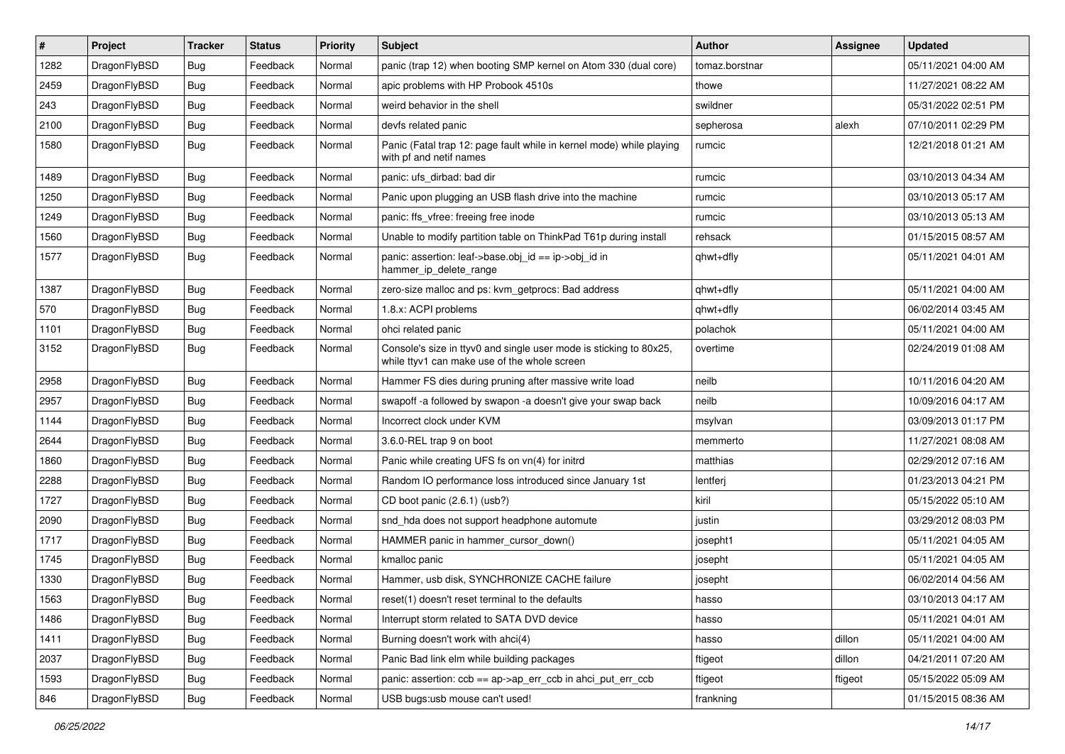| # | Project | Tracker | Status | Priority | Subject | Author | Assignee | Updated |
|---|---|---|---|---|---|---|---|---|
| 1282 | DragonFlyBSD | Bug | Feedback | Normal | panic (trap 12) when booting SMP kernel on Atom 330 (dual core) | tomaz.borstnar | | 05/11/2021 04:00 AM |
| 2459 | DragonFlyBSD | Bug | Feedback | Normal | apic problems with HP Probook 4510s | thowe | | 11/27/2021 08:22 AM |
| 243 | DragonFlyBSD | Bug | Feedback | Normal | weird behavior in the shell | swildner | | 05/31/2022 02:51 PM |
| 2100 | DragonFlyBSD | Bug | Feedback | Normal | devfs related panic | sepherosa | alexh | 07/10/2011 02:29 PM |
| 1580 | DragonFlyBSD | Bug | Feedback | Normal | Panic (Fatal trap 12: page fault while in kernel mode) while playing with pf and netif names | rumcic | | 12/21/2018 01:21 AM |
| 1489 | DragonFlyBSD | Bug | Feedback | Normal | panic: ufs_dirbad: bad dir | rumcic | | 03/10/2013 04:34 AM |
| 1250 | DragonFlyBSD | Bug | Feedback | Normal | Panic upon plugging an USB flash drive into the machine | rumcic | | 03/10/2013 05:17 AM |
| 1249 | DragonFlyBSD | Bug | Feedback | Normal | panic: ffs_vfree: freeing free inode | rumcic | | 03/10/2013 05:13 AM |
| 1560 | DragonFlyBSD | Bug | Feedback | Normal | Unable to modify partition table on ThinkPad T61p during install | rehsack | | 01/15/2015 08:57 AM |
| 1577 | DragonFlyBSD | Bug | Feedback | Normal | panic: assertion: leaf->base.obj_id == ip->obj_id in hammer_ip_delete_range | qhwt+dfly | | 05/11/2021 04:01 AM |
| 1387 | DragonFlyBSD | Bug | Feedback | Normal | zero-size malloc and ps: kvm_getprocs: Bad address | qhwt+dfly | | 05/11/2021 04:00 AM |
| 570 | DragonFlyBSD | Bug | Feedback | Normal | 1.8.x: ACPI problems | qhwt+dfly | | 06/02/2014 03:45 AM |
| 1101 | DragonFlyBSD | Bug | Feedback | Normal | ohci related panic | polachok | | 05/11/2021 04:00 AM |
| 3152 | DragonFlyBSD | Bug | Feedback | Normal | Console's size in ttyv0 and single user mode is sticking to 80x25, while ttyv1 can make use of the whole screen | overtime | | 02/24/2019 01:08 AM |
| 2958 | DragonFlyBSD | Bug | Feedback | Normal | Hammer FS dies during pruning after massive write load | neilb | | 10/11/2016 04:20 AM |
| 2957 | DragonFlyBSD | Bug | Feedback | Normal | swapoff -a followed by swapon -a doesn't give your swap back | neilb | | 10/09/2016 04:17 AM |
| 1144 | DragonFlyBSD | Bug | Feedback | Normal | Incorrect clock under KVM | msylvan | | 03/09/2013 01:17 PM |
| 2644 | DragonFlyBSD | Bug | Feedback | Normal | 3.6.0-REL trap 9 on boot | memmerto | | 11/27/2021 08:08 AM |
| 1860 | DragonFlyBSD | Bug | Feedback | Normal | Panic while creating UFS fs on vn(4) for initrd | matthias | | 02/29/2012 07:16 AM |
| 2288 | DragonFlyBSD | Bug | Feedback | Normal | Random IO performance loss introduced since January 1st | lentferj | | 01/23/2013 04:21 PM |
| 1727 | DragonFlyBSD | Bug | Feedback | Normal | CD boot panic (2.6.1) (usb?) | kiril | | 05/15/2022 05:10 AM |
| 2090 | DragonFlyBSD | Bug | Feedback | Normal | snd_hda does not support headphone automute | justin | | 03/29/2012 08:03 PM |
| 1717 | DragonFlyBSD | Bug | Feedback | Normal | HAMMER panic in hammer_cursor_down() | josepht1 | | 05/11/2021 04:05 AM |
| 1745 | DragonFlyBSD | Bug | Feedback | Normal | kmalloc panic | josepht | | 05/11/2021 04:05 AM |
| 1330 | DragonFlyBSD | Bug | Feedback | Normal | Hammer, usb disk, SYNCHRONIZE CACHE failure | josepht | | 06/02/2014 04:56 AM |
| 1563 | DragonFlyBSD | Bug | Feedback | Normal | reset(1) doesn't reset terminal to the defaults | hasso | | 03/10/2013 04:17 AM |
| 1486 | DragonFlyBSD | Bug | Feedback | Normal | Interrupt storm related to SATA DVD device | hasso | | 05/11/2021 04:01 AM |
| 1411 | DragonFlyBSD | Bug | Feedback | Normal | Burning doesn't work with ahci(4) | hasso | dillon | 05/11/2021 04:00 AM |
| 2037 | DragonFlyBSD | Bug | Feedback | Normal | Panic Bad link elm while building packages | ftigeot | dillon | 04/21/2011 07:20 AM |
| 1593 | DragonFlyBSD | Bug | Feedback | Normal | panic: assertion: ccb == ap->ap_err_ccb in ahci_put_err_ccb | ftigeot | ftigeot | 05/15/2022 05:09 AM |
| 846 | DragonFlyBSD | Bug | Feedback | Normal | USB bugs:usb mouse can't used! | frankning | | 01/15/2015 08:36 AM |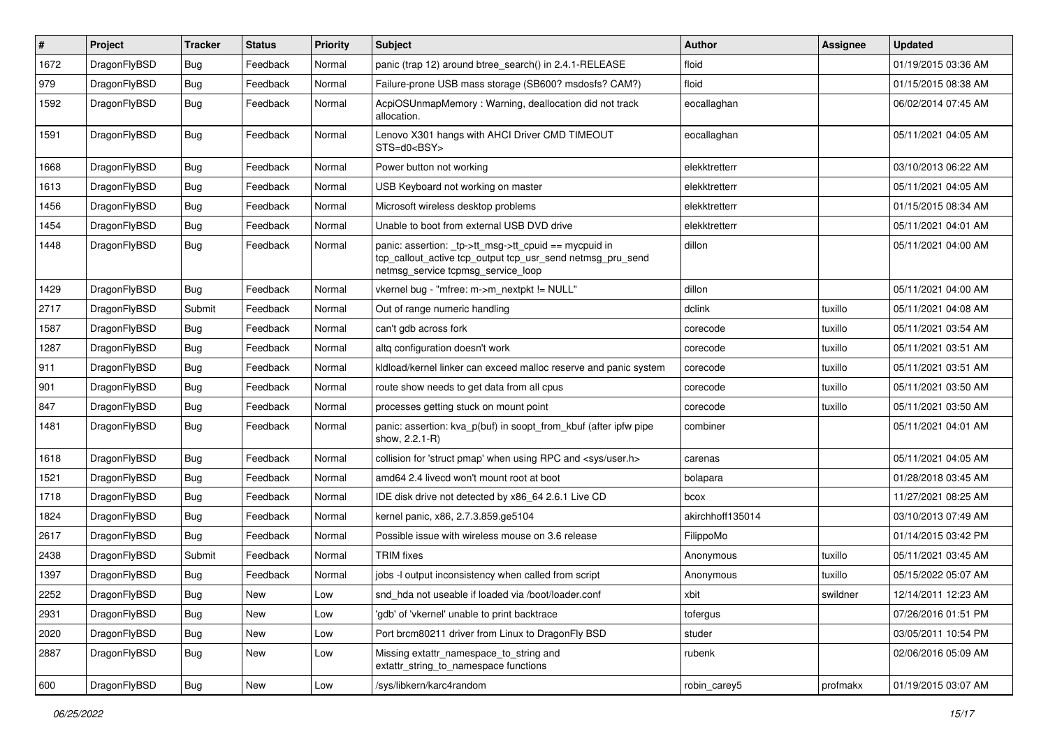| # | Project | Tracker | Status | Priority | Subject | Author | Assignee | Updated |
|---|---|---|---|---|---|---|---|---|
| 1672 | DragonFlyBSD | Bug | Feedback | Normal | panic (trap 12) around btree_search() in 2.4.1-RELEASE | floid | | 01/19/2015 03:36 AM |
| 979 | DragonFlyBSD | Bug | Feedback | Normal | Failure-prone USB mass storage (SB600? msdosfs? CAM?) | floid | | 01/15/2015 08:38 AM |
| 1592 | DragonFlyBSD | Bug | Feedback | Normal | AcpiOSUnmapMemory : Warning, deallocation did not track allocation. | eocallaghan | | 06/02/2014 07:45 AM |
| 1591 | DragonFlyBSD | Bug | Feedback | Normal | Lenovo X301 hangs with AHCI Driver CMD TIMEOUT STS=d0<BSY> | eocallaghan | | 05/11/2021 04:05 AM |
| 1668 | DragonFlyBSD | Bug | Feedback | Normal | Power button not working | elekktretterr | | 03/10/2013 06:22 AM |
| 1613 | DragonFlyBSD | Bug | Feedback | Normal | USB Keyboard not working on master | elekktretterr | | 05/11/2021 04:05 AM |
| 1456 | DragonFlyBSD | Bug | Feedback | Normal | Microsoft wireless desktop problems | elekktretterr | | 01/15/2015 08:34 AM |
| 1454 | DragonFlyBSD | Bug | Feedback | Normal | Unable to boot from external USB DVD drive | elekktretterr | | 05/11/2021 04:01 AM |
| 1448 | DragonFlyBSD | Bug | Feedback | Normal | panic: assertion: _tp->tt_msg->tt_cpuid == mycpuid in tcp_callout_active tcp_output tcp_usr_send netmsg_pru_send netmsg_service tcpmsg_service_loop | dillon | | 05/11/2021 04:00 AM |
| 1429 | DragonFlyBSD | Bug | Feedback | Normal | vkernel bug - "mfree: m->m_nextpkt != NULL" | dillon | | 05/11/2021 04:00 AM |
| 2717 | DragonFlyBSD | Submit | Feedback | Normal | Out of range numeric handling | dclink | tuxillo | 05/11/2021 04:08 AM |
| 1587 | DragonFlyBSD | Bug | Feedback | Normal | can't gdb across fork | corecode | tuxillo | 05/11/2021 03:54 AM |
| 1287 | DragonFlyBSD | Bug | Feedback | Normal | altq configuration doesn't work | corecode | tuxillo | 05/11/2021 03:51 AM |
| 911 | DragonFlyBSD | Bug | Feedback | Normal | kldload/kernel linker can exceed malloc reserve and panic system | corecode | tuxillo | 05/11/2021 03:51 AM |
| 901 | DragonFlyBSD | Bug | Feedback | Normal | route show needs to get data from all cpus | corecode | tuxillo | 05/11/2021 03:50 AM |
| 847 | DragonFlyBSD | Bug | Feedback | Normal | processes getting stuck on mount point | corecode | tuxillo | 05/11/2021 03:50 AM |
| 1481 | DragonFlyBSD | Bug | Feedback | Normal | panic: assertion: kva_p(buf) in soopt_from_kbuf (after ipfw pipe show, 2.2.1-R) | combiner | | 05/11/2021 04:01 AM |
| 1618 | DragonFlyBSD | Bug | Feedback | Normal | collision for 'struct pmap' when using RPC and <sys/user.h> | carenas | | 05/11/2021 04:05 AM |
| 1521 | DragonFlyBSD | Bug | Feedback | Normal | amd64 2.4 livecd won't mount root at boot | bolapara | | 01/28/2018 03:45 AM |
| 1718 | DragonFlyBSD | Bug | Feedback | Normal | IDE disk drive not detected by x86_64 2.6.1 Live CD | bcox | | 11/27/2021 08:25 AM |
| 1824 | DragonFlyBSD | Bug | Feedback | Normal | kernel panic, x86, 2.7.3.859.ge5104 | akirchhoff135014 | | 03/10/2013 07:49 AM |
| 2617 | DragonFlyBSD | Bug | Feedback | Normal | Possible issue with wireless mouse on 3.6 release | FilippoMo | | 01/14/2015 03:42 PM |
| 2438 | DragonFlyBSD | Submit | Feedback | Normal | TRIM fixes | Anonymous | tuxillo | 05/11/2021 03:45 AM |
| 1397 | DragonFlyBSD | Bug | Feedback | Normal | jobs -l output inconsistency when called from script | Anonymous | tuxillo | 05/15/2022 05:07 AM |
| 2252 | DragonFlyBSD | Bug | New | Low | snd_hda not useable if loaded via /boot/loader.conf | xbit | swildner | 12/14/2011 12:23 AM |
| 2931 | DragonFlyBSD | Bug | New | Low | 'gdb' of 'vkernel' unable to print backtrace | tofergus | | 07/26/2016 01:51 PM |
| 2020 | DragonFlyBSD | Bug | New | Low | Port brcm80211 driver from Linux to DragonFly BSD | studer | | 03/05/2011 10:54 PM |
| 2887 | DragonFlyBSD | Bug | New | Low | Missing extattr_namespace_to_string and extattr_string_to_namespace functions | rubenk | | 02/06/2016 05:09 AM |
| 600 | DragonFlyBSD | Bug | New | Low | /sys/libkern/karc4random | robin_carey5 | profmakx | 01/19/2015 03:07 AM |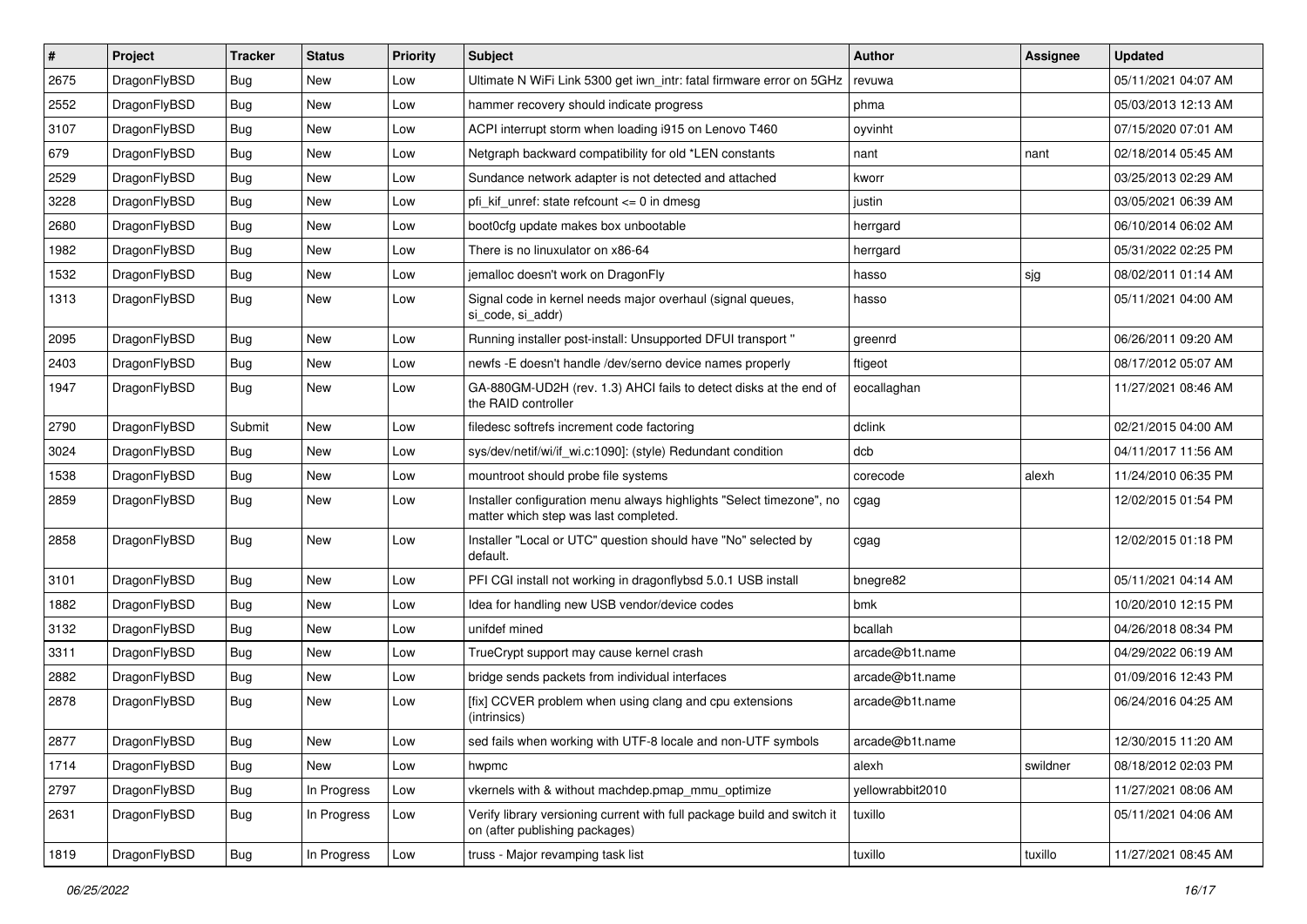| # | Project | Tracker | Status | Priority | Subject | Author | Assignee | Updated |
|---|---|---|---|---|---|---|---|---|
| 2675 | DragonFlyBSD | Bug | New | Low | Ultimate N WiFi Link 5300 get iwn_intr: fatal firmware error on 5GHz | revuwa | | 05/11/2021 04:07 AM |
| 2552 | DragonFlyBSD | Bug | New | Low | hammer recovery should indicate progress | phma | | 05/03/2013 12:13 AM |
| 3107 | DragonFlyBSD | Bug | New | Low | ACPI interrupt storm when loading i915 on Lenovo T460 | oyvinht | | 07/15/2020 07:01 AM |
| 679 | DragonFlyBSD | Bug | New | Low | Netgraph backward compatibility for old *LEN constants | nant | nant | 02/18/2014 05:45 AM |
| 2529 | DragonFlyBSD | Bug | New | Low | Sundance network adapter is not detected and attached | kworr | | 03/25/2013 02:29 AM |
| 3228 | DragonFlyBSD | Bug | New | Low | pfi_kif_unref: state refcount <= 0 in dmesg | justin | | 03/05/2021 06:39 AM |
| 2680 | DragonFlyBSD | Bug | New | Low | boot0cfg update makes box unbootable | herrgard | | 06/10/2014 06:02 AM |
| 1982 | DragonFlyBSD | Bug | New | Low | There is no linuxulator on x86-64 | herrgard | | 05/31/2022 02:25 PM |
| 1532 | DragonFlyBSD | Bug | New | Low | jemalloc doesn't work on DragonFly | hasso | sjg | 08/02/2011 01:14 AM |
| 1313 | DragonFlyBSD | Bug | New | Low | Signal code in kernel needs major overhaul (signal queues, si_code, si_addr) | hasso | | 05/11/2021 04:00 AM |
| 2095 | DragonFlyBSD | Bug | New | Low | Running installer post-install: Unsupported DFUI transport " | greenrd | | 06/26/2011 09:20 AM |
| 2403 | DragonFlyBSD | Bug | New | Low | newfs -E doesn't handle /dev/serno device names properly | ftigeot | | 08/17/2012 05:07 AM |
| 1947 | DragonFlyBSD | Bug | New | Low | GA-880GM-UD2H (rev. 1.3) AHCI fails to detect disks at the end of the RAID controller | eocallaghan | | 11/27/2021 08:46 AM |
| 2790 | DragonFlyBSD | Submit | New | Low | filedesc softrefs increment code factoring | dclink | | 02/21/2015 04:00 AM |
| 3024 | DragonFlyBSD | Bug | New | Low | sys/dev/netif/wi/if_wi.c:1090]: (style) Redundant condition | dcb | | 04/11/2017 11:56 AM |
| 1538 | DragonFlyBSD | Bug | New | Low | mountroot should probe file systems | corecode | alexh | 11/24/2010 06:35 PM |
| 2859 | DragonFlyBSD | Bug | New | Low | Installer configuration menu always highlights "Select timezone", no matter which step was last completed. | cgag | | 12/02/2015 01:54 PM |
| 2858 | DragonFlyBSD | Bug | New | Low | Installer "Local or UTC" question should have "No" selected by default. | cgag | | 12/02/2015 01:18 PM |
| 3101 | DragonFlyBSD | Bug | New | Low | PFI CGI install not working in dragonflybsd 5.0.1 USB install | bnegre82 | | 05/11/2021 04:14 AM |
| 1882 | DragonFlyBSD | Bug | New | Low | Idea for handling new USB vendor/device codes | bmk | | 10/20/2010 12:15 PM |
| 3132 | DragonFlyBSD | Bug | New | Low | unifdef mined | bcallah | | 04/26/2018 08:34 PM |
| 3311 | DragonFlyBSD | Bug | New | Low | TrueCrypt support may cause kernel crash | arcade@b1t.name | | 04/29/2022 06:19 AM |
| 2882 | DragonFlyBSD | Bug | New | Low | bridge sends packets from individual interfaces | arcade@b1t.name | | 01/09/2016 12:43 PM |
| 2878 | DragonFlyBSD | Bug | New | Low | [fix] CCVER problem when using clang and cpu extensions (intrinsics) | arcade@b1t.name | | 06/24/2016 04:25 AM |
| 2877 | DragonFlyBSD | Bug | New | Low | sed fails when working with UTF-8 locale and non-UTF symbols | arcade@b1t.name | | 12/30/2015 11:20 AM |
| 1714 | DragonFlyBSD | Bug | New | Low | hwpmc | alexh | swildner | 08/18/2012 02:03 PM |
| 2797 | DragonFlyBSD | Bug | In Progress | Low | vkernels with & without machdep.pmap_mmu_optimize | yellowrabbit2010 | | 11/27/2021 08:06 AM |
| 2631 | DragonFlyBSD | Bug | In Progress | Low | Verify library versioning current with full package build and switch it on (after publishing packages) | tuxillo | | 05/11/2021 04:06 AM |
| 1819 | DragonFlyBSD | Bug | In Progress | Low | truss - Major revamping task list | tuxillo | tuxillo | 11/27/2021 08:45 AM |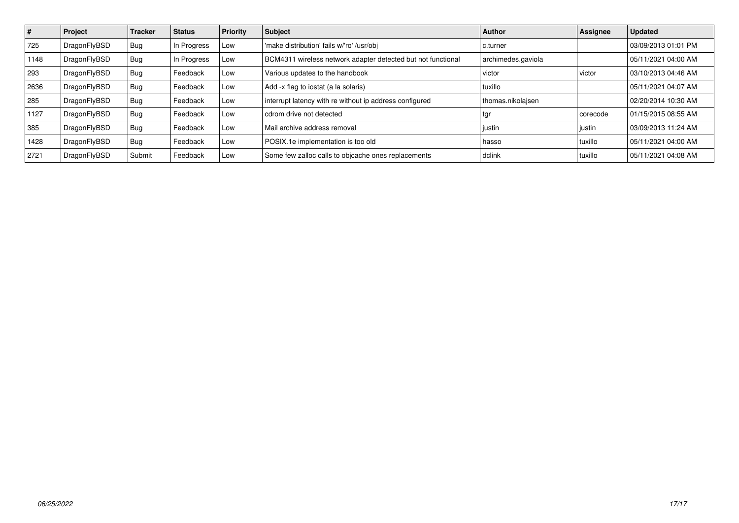| # | Project | Tracker | Status | Priority | Subject | Author | Assignee | Updated |
|---|---|---|---|---|---|---|---|---|
| 725 | DragonFlyBSD | Bug | In Progress | Low | 'make distribution' fails w/'ro' /usr/obj | c.turner | | 03/09/2013 01:01 PM |
| 1148 | DragonFlyBSD | Bug | In Progress | Low | BCM4311 wireless network adapter detected but not functional | archimedes.gaviola | | 05/11/2021 04:00 AM |
| 293 | DragonFlyBSD | Bug | Feedback | Low | Various updates to the handbook | victor | victor | 03/10/2013 04:46 AM |
| 2636 | DragonFlyBSD | Bug | Feedback | Low | Add -x flag to iostat (a la solaris) | tuxillo | | 05/11/2021 04:07 AM |
| 285 | DragonFlyBSD | Bug | Feedback | Low | interrupt latency with re without ip address configured | thomas.nikolajsen | | 02/20/2014 10:30 AM |
| 1127 | DragonFlyBSD | Bug | Feedback | Low | cdrom drive not detected | tgr | corecode | 01/15/2015 08:55 AM |
| 385 | DragonFlyBSD | Bug | Feedback | Low | Mail archive address removal | justin | justin | 03/09/2013 11:24 AM |
| 1428 | DragonFlyBSD | Bug | Feedback | Low | POSIX.1e implementation is too old | hasso | tuxillo | 05/11/2021 04:00 AM |
| 2721 | DragonFlyBSD | Submit | Feedback | Low | Some few zalloc calls to objcache ones replacements | dclink | tuxillo | 05/11/2021 04:08 AM |